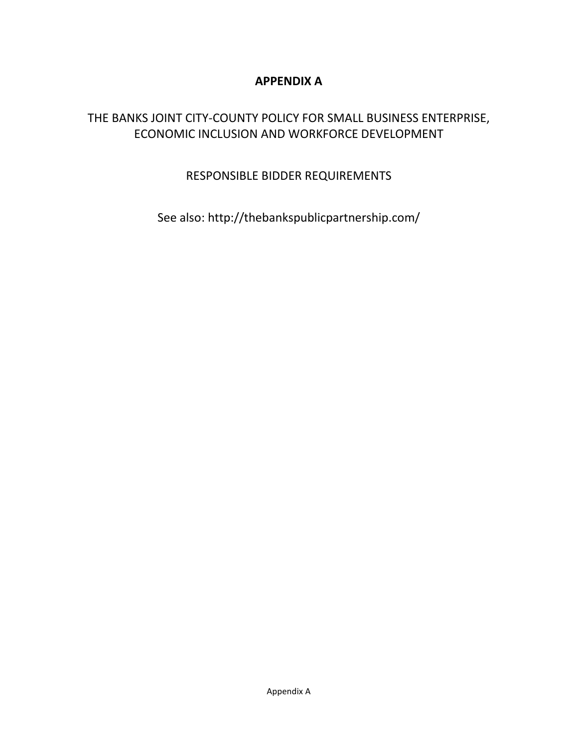# APPENDIX A

## THE BANKS JOINT CITY-COUNTY POLICY FOR SMALL BUSINESS ENTERPRISE, ECONOMIC INCLUSION AND WORKFORCE DEVELOPMENT

## RESPONSIBLE BIDDER REQUIREMENTS

See also: http://thebankspublicpartnership.com/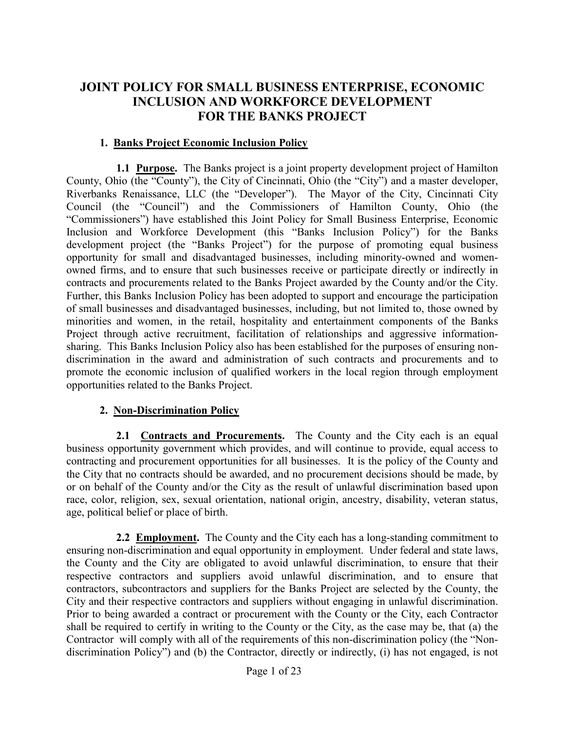# JOINT POLICY FOR SMALL BUSINESS ENTERPRISE, ECONOMIC INCLUSION AND WORKFORCE DEVELOPMENT FOR THE BANKS PROJECT

## 1. Banks Project Economic Inclusion Policy

**1.1 Purpose.** The Banks project is a joint property development project of Hamilton County, Ohio (the "County"), the City of Cincinnati, Ohio (the "City") and a master developer, Riverbanks Renaissance, LLC (the "Developer"). The Mayor of the City, Cincinnati City Council (the "Council") and the Commissioners of Hamilton County, Ohio (the "Commissioners") have established this Joint Policy for Small Business Enterprise, Economic Inclusion and Workforce Development (this "Banks Inclusion Policy") for the Banks development project (the "Banks Project") for the purpose of promoting equal business opportunity for small and disadvantaged businesses, including minority-owned and women-owned firms, and to ensure that such businesses receive or participate directly or indirectly in contracts and procurements related to the Banks Project awarded by the County and/or the City. Further, this Banks Inclusion Policy has been adopted to support and encourage the participation of small businesses and disadvantaged businesses, including, but not limited to, those owned by minorities and women, in the retail, hospitality and entertainment components of the Banks Project through active recruitment, facilitation of relationships and aggressive information-sharing. This Banks Inclusion Policy also has been established for the purposes of ensuring non-discrimination in the award and administration of such contracts and procurements and to promote the economic inclusion of qualified workers in the local region through employment opportunities related to the Banks Project.

## 2. Non-Discrimination Policy

**2.1 Contracts and Procurements.** The County and the City each is an equal business opportunity government which provides, and will continue to provide, equal access to contracting and procurement opportunities for all businesses. It is the policy of the County and the City that no contracts should be awarded, and no procurement decisions should be made, by or on behalf of the County and/or the City as the result of unlawful discrimination based upon race, color, religion, sex, sexual orientation, national origin, ancestry, disability, veteran status, age, political belief or place of birth.

**2.2 Employment.** The County and the City each has a long-standing commitment to ensuring non-discrimination and equal opportunity in employment. Under federal and state laws, the County and the City are obligated to avoid unlawful discrimination, to ensure that their respective contractors and suppliers avoid unlawful discrimination, and to ensure that contractors, subcontractors and suppliers for the Banks Project are selected by the County, the City and their respective contractors and suppliers without engaging in unlawful discrimination. Prior to being awarded a contract or procurement with the County or the City, each Contractor shall be required to certify in writing to the County or the City, as the case may be, that (a) the Contractor will comply with all of the requirements of this non-discrimination policy (the "Non-discrimination Policy") and (b) the Contractor, directly or indirectly, (i) has not engaged, is not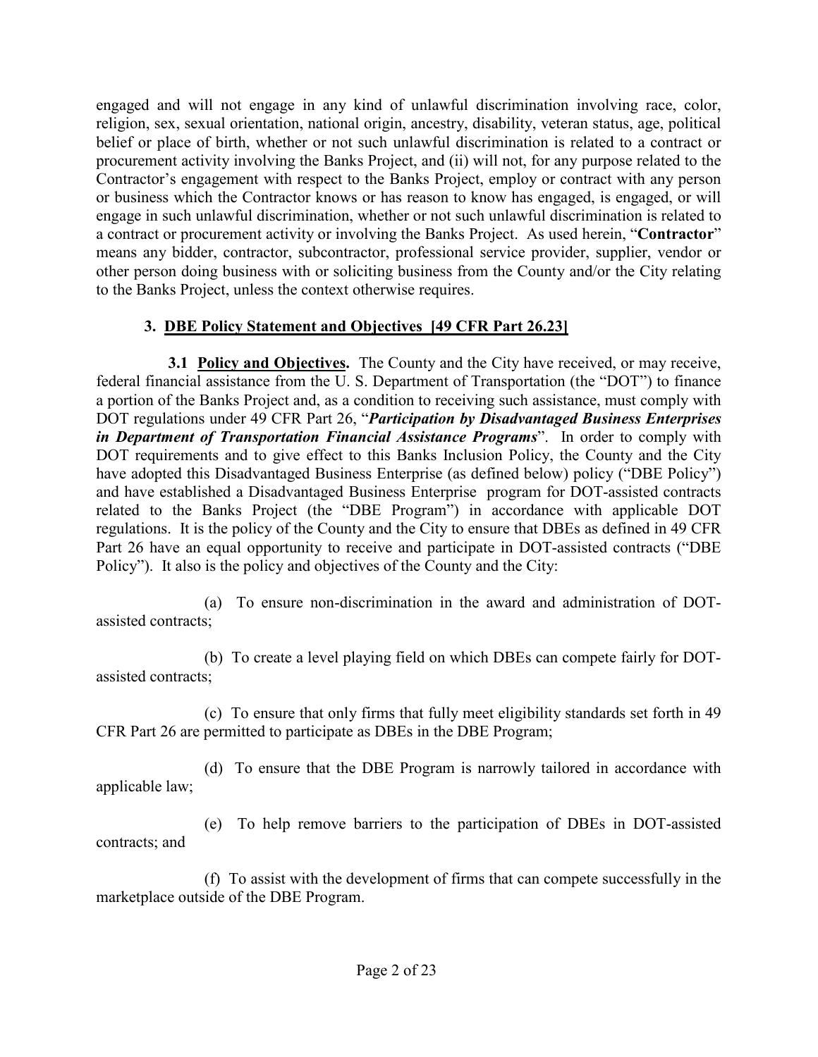engaged and will not engage in any kind of unlawful discrimination involving race, color, religion, sex, sexual orientation, national origin, ancestry, disability, veteran status, age, political belief or place of birth, whether or not such unlawful discrimination is related to a contract or procurement activity involving the Banks Project, and (ii) will not, for any purpose related to the Contractor's engagement with respect to the Banks Project, employ or contract with any person or business which the Contractor knows or has reason to know has engaged, is engaged, or will engage in such unlawful discrimination, whether or not such unlawful discrimination is related to a contract or procurement activity or involving the Banks Project. As used herein, "**Contractor**" means any bidder, contractor, subcontractor, professional service provider, supplier, vendor or other person doing business with or soliciting business from the County and/or the City relating to the Banks Project, unless the context otherwise requires.

## 3. DBE Policy Statement and Objectives [49 CFR Part 26.23]

**3.1 Policy and Objectives.** The County and the City have received, or may receive, federal financial assistance from the U. S. Department of Transportation (the "DOT") to finance a portion of the Banks Project and, as a condition to receiving such assistance, must comply with DOT regulations under 49 CFR Part 26, "***Participation by Disadvantaged Business Enterprises in Department of Transportation Financial Assistance Programs***". In order to comply with DOT requirements and to give effect to this Banks Inclusion Policy, the County and the City have adopted this Disadvantaged Business Enterprise (as defined below) policy ("DBE Policy") and have established a Disadvantaged Business Enterprise program for DOT-assisted contracts related to the Banks Project (the "DBE Program") in accordance with applicable DOT regulations. It is the policy of the County and the City to ensure that DBEs as defined in 49 CFR Part 26 have an equal opportunity to receive and participate in DOT-assisted contracts ("DBE Policy"). It also is the policy and objectives of the County and the City:

(a) To ensure non-discrimination in the award and administration of DOT-assisted contracts;

(b) To create a level playing field on which DBEs can compete fairly for DOT-assisted contracts;

(c) To ensure that only firms that fully meet eligibility standards set forth in 49 CFR Part 26 are permitted to participate as DBEs in the DBE Program;

(d) To ensure that the DBE Program is narrowly tailored in accordance with applicable law;

(e) To help remove barriers to the participation of DBEs in DOT-assisted contracts; and

(f) To assist with the development of firms that can compete successfully in the marketplace outside of the DBE Program.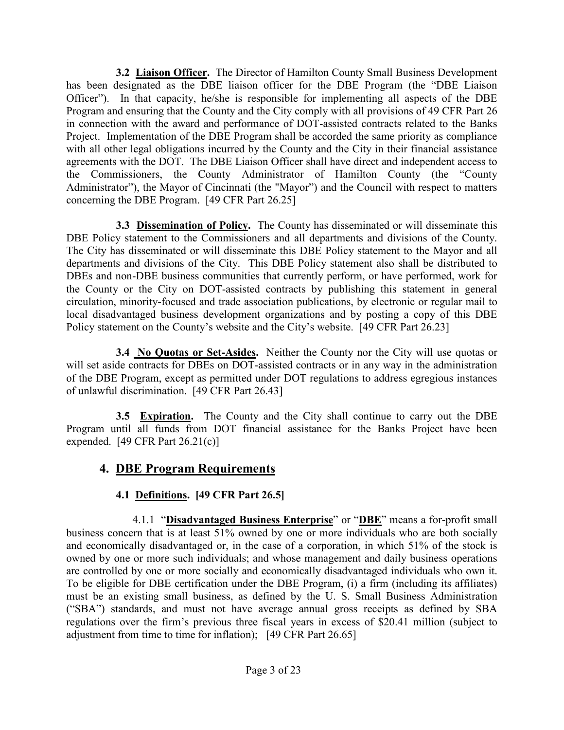**3.2 Liaison Officer.** The Director of Hamilton County Small Business Development has been designated as the DBE liaison officer for the DBE Program (the "DBE Liaison Officer"). In that capacity, he/she is responsible for implementing all aspects of the DBE Program and ensuring that the County and the City comply with all provisions of 49 CFR Part 26 in connection with the award and performance of DOT-assisted contracts related to the Banks Project. Implementation of the DBE Program shall be accorded the same priority as compliance with all other legal obligations incurred by the County and the City in their financial assistance agreements with the DOT. The DBE Liaison Officer shall have direct and independent access to the Commissioners, the County Administrator of Hamilton County (the "County Administrator"), the Mayor of Cincinnati (the "Mayor") and the Council with respect to matters concerning the DBE Program. [49 CFR Part 26.25]

**3.3 Dissemination of Policy.** The County has disseminated or will disseminate this DBE Policy statement to the Commissioners and all departments and divisions of the County. The City has disseminated or will disseminate this DBE Policy statement to the Mayor and all departments and divisions of the City. This DBE Policy statement also shall be distributed to DBEs and non-DBE business communities that currently perform, or have performed, work for the County or the City on DOT-assisted contracts by publishing this statement in general circulation, minority-focused and trade association publications, by electronic or regular mail to local disadvantaged business development organizations and by posting a copy of this DBE Policy statement on the County's website and the City's website. [49 CFR Part 26.23]

**3.4 No Quotas or Set-Asides.** Neither the County nor the City will use quotas or will set aside contracts for DBEs on DOT-assisted contracts or in any way in the administration of the DBE Program, except as permitted under DOT regulations to address egregious instances of unlawful discrimination. [49 CFR Part 26.43]

**3.5 Expiration.** The County and the City shall continue to carry out the DBE Program until all funds from DOT financial assistance for the Banks Project have been expended. [49 CFR Part 26.21(c)]

## 4. DBE Program Requirements

### 4.1 Definitions. [49 CFR Part 26.5]

4.1.1 "**Disadvantaged Business Enterprise**" or "**DBE**" means a for-profit small business concern that is at least 51% owned by one or more individuals who are both socially and economically disadvantaged or, in the case of a corporation, in which 51% of the stock is owned by one or more such individuals; and whose management and daily business operations are controlled by one or more socially and economically disadvantaged individuals who own it. To be eligible for DBE certification under the DBE Program, (i) a firm (including its affiliates) must be an existing small business, as defined by the U. S. Small Business Administration ("SBA") standards, and must not have average annual gross receipts as defined by SBA regulations over the firm's previous three fiscal years in excess of $20.41 million (subject to adjustment from time to time for inflation); [49 CFR Part 26.65]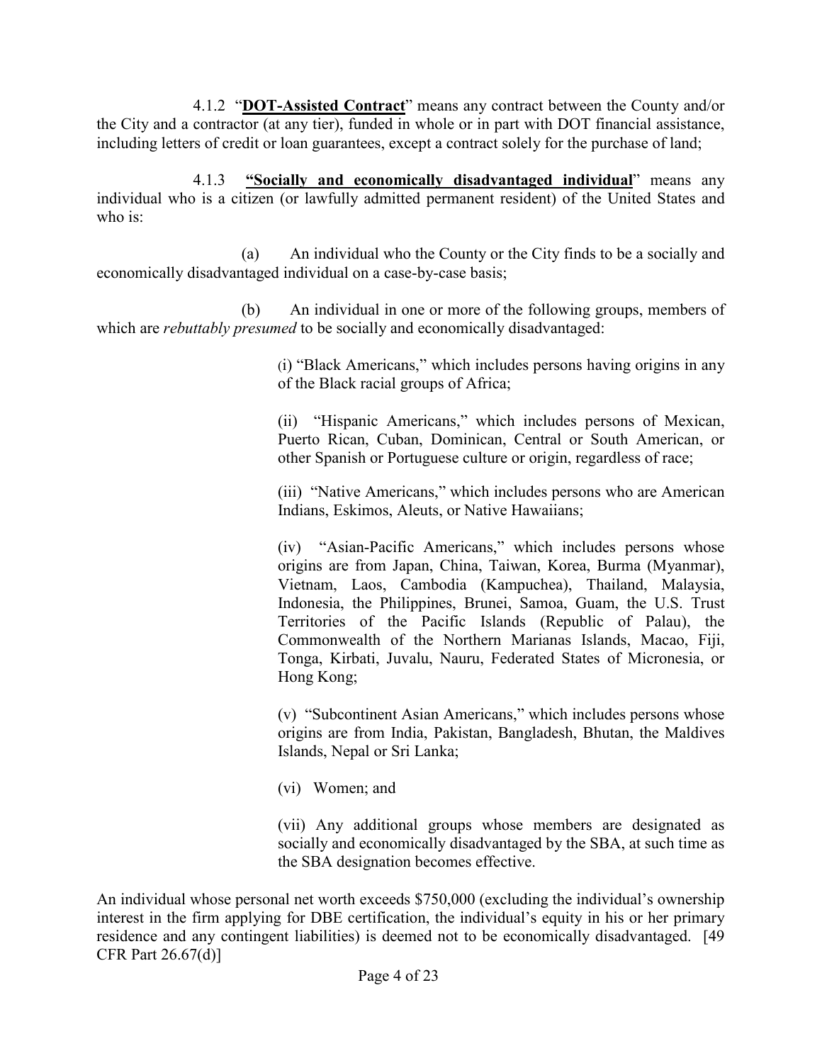4.1.2 "**<u>DOT-Assisted Contract</u>**" means any contract between the County and/or the City and a contractor (at any tier), funded in whole or in part with DOT financial assistance, including letters of credit or loan guarantees, except a contract solely for the purchase of land;

4.1.3 **<u>"Socially and economically disadvantaged individual</u>**" means any individual who is a citizen (or lawfully admitted permanent resident) of the United States and who is:

(a) An individual who the County or the City finds to be a socially and economically disadvantaged individual on a case-by-case basis;

(b) An individual in one or more of the following groups, members of which are *rebuttably presumed* to be socially and economically disadvantaged:

(i) "Black Americans," which includes persons having origins in any of the Black racial groups of Africa;

(ii) "Hispanic Americans," which includes persons of Mexican, Puerto Rican, Cuban, Dominican, Central or South American, or other Spanish or Portuguese culture or origin, regardless of race;

(iii) "Native Americans," which includes persons who are American Indians, Eskimos, Aleuts, or Native Hawaiians;

(iv) "Asian-Pacific Americans," which includes persons whose origins are from Japan, China, Taiwan, Korea, Burma (Myanmar), Vietnam, Laos, Cambodia (Kampuchea), Thailand, Malaysia, Indonesia, the Philippines, Brunei, Samoa, Guam, the U.S. Trust Territories of the Pacific Islands (Republic of Palau), the Commonwealth of the Northern Marianas Islands, Macao, Fiji, Tonga, Kirbati, Juvalu, Nauru, Federated States of Micronesia, or Hong Kong;

(v) "Subcontinent Asian Americans," which includes persons whose origins are from India, Pakistan, Bangladesh, Bhutan, the Maldives Islands, Nepal or Sri Lanka;

(vi) Women; and

(vii) Any additional groups whose members are designated as socially and economically disadvantaged by the SBA, at such time as the SBA designation becomes effective.

An individual whose personal net worth exceeds $750,000 (excluding the individual's ownership interest in the firm applying for DBE certification, the individual's equity in his or her primary residence and any contingent liabilities) is deemed not to be economically disadvantaged. [49 CFR Part 26.67(d)]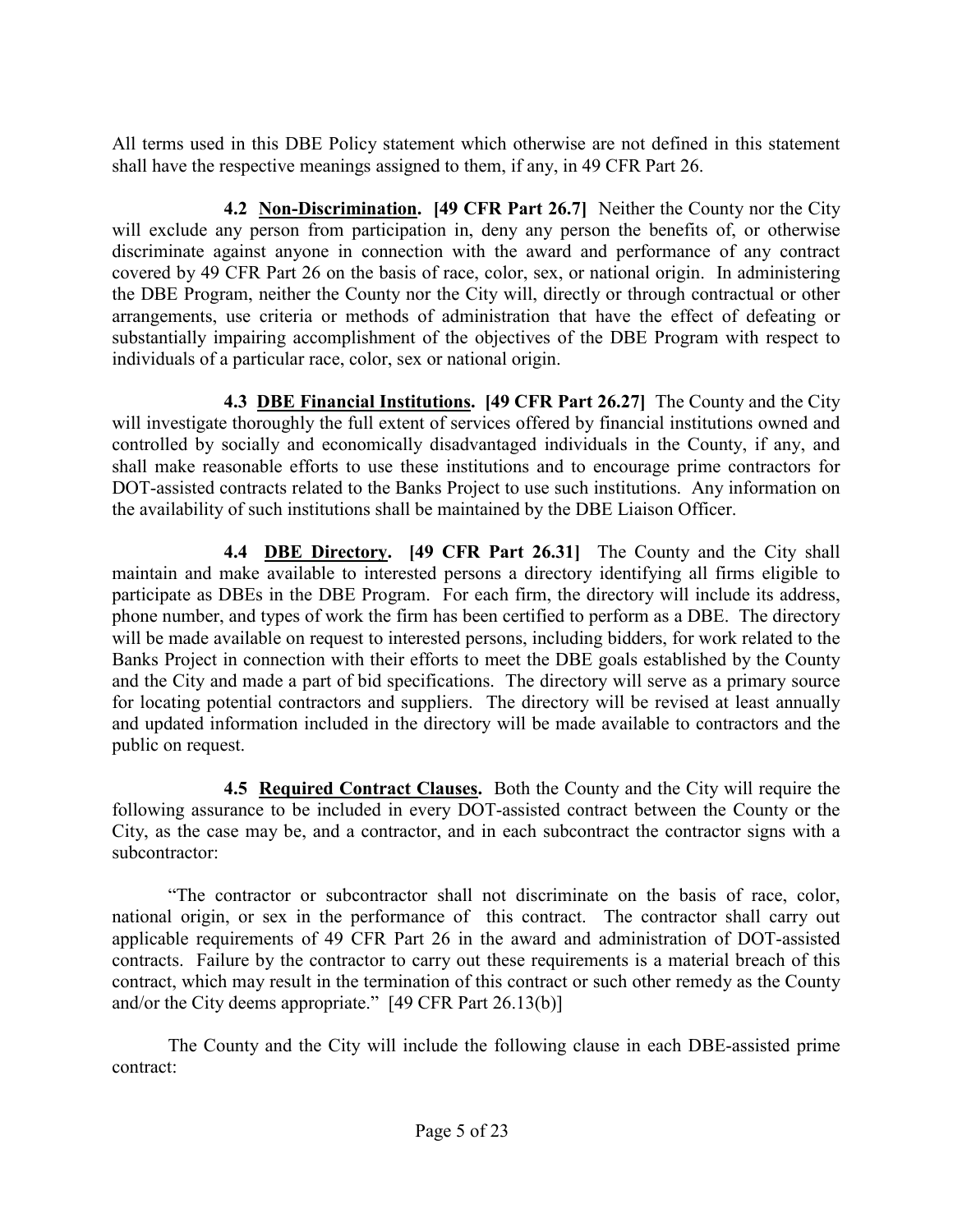All terms used in this DBE Policy statement which otherwise are not defined in this statement shall have the respective meanings assigned to them, if any, in 49 CFR Part 26.

**4.2 <u>Non-Discrimination</u>. [49 CFR Part 26.7]** Neither the County nor the City will exclude any person from participation in, deny any person the benefits of, or otherwise discriminate against anyone in connection with the award and performance of any contract covered by 49 CFR Part 26 on the basis of race, color, sex, or national origin. In administering the DBE Program, neither the County nor the City will, directly or through contractual or other arrangements, use criteria or methods of administration that have the effect of defeating or substantially impairing accomplishment of the objectives of the DBE Program with respect to individuals of a particular race, color, sex or national origin.

**4.3 <u>DBE Financial Institutions</u>. [49 CFR Part 26.27]** The County and the City will investigate thoroughly the full extent of services offered by financial institutions owned and controlled by socially and economically disadvantaged individuals in the County, if any, and shall make reasonable efforts to use these institutions and to encourage prime contractors for DOT-assisted contracts related to the Banks Project to use such institutions. Any information on the availability of such institutions shall be maintained by the DBE Liaison Officer.

**4.4 <u>DBE Directory</u>. [49 CFR Part 26.31]** The County and the City shall maintain and make available to interested persons a directory identifying all firms eligible to participate as DBEs in the DBE Program. For each firm, the directory will include its address, phone number, and types of work the firm has been certified to perform as a DBE. The directory will be made available on request to interested persons, including bidders, for work related to the Banks Project in connection with their efforts to meet the DBE goals established by the County and the City and made a part of bid specifications. The directory will serve as a primary source for locating potential contractors and suppliers. The directory will be revised at least annually and updated information included in the directory will be made available to contractors and the public on request.

**4.5 <u>Required Contract Clauses</u>.** Both the County and the City will require the following assurance to be included in every DOT-assisted contract between the County or the City, as the case may be, and a contractor, and in each subcontract the contractor signs with a subcontractor:

"The contractor or subcontractor shall not discriminate on the basis of race, color, national origin, or sex in the performance of this contract. The contractor shall carry out applicable requirements of 49 CFR Part 26 in the award and administration of DOT-assisted contracts. Failure by the contractor to carry out these requirements is a material breach of this contract, which may result in the termination of this contract or such other remedy as the County and/or the City deems appropriate." [49 CFR Part 26.13(b)]

The County and the City will include the following clause in each DBE-assisted prime contract: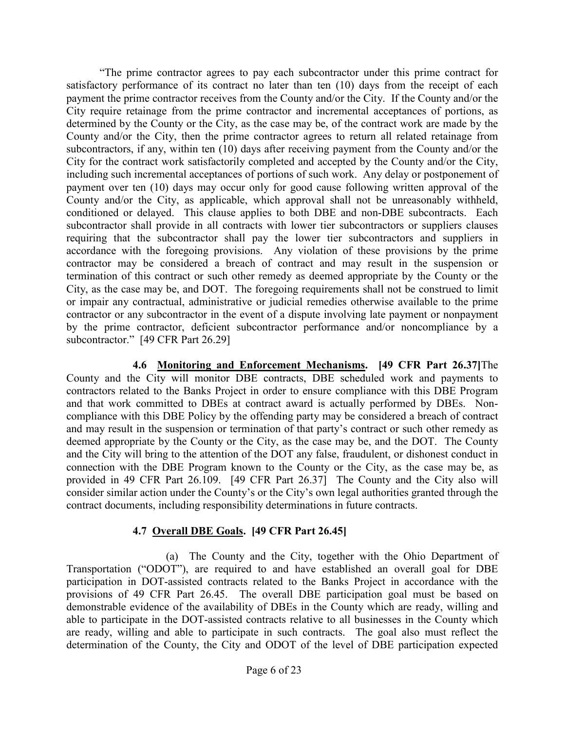"The prime contractor agrees to pay each subcontractor under this prime contract for satisfactory performance of its contract no later than ten (10) days from the receipt of each payment the prime contractor receives from the County and/or the City. If the County and/or the City require retainage from the prime contractor and incremental acceptances of portions, as determined by the County or the City, as the case may be, of the contract work are made by the County and/or the City, then the prime contractor agrees to return all related retainage from subcontractors, if any, within ten (10) days after receiving payment from the County and/or the City for the contract work satisfactorily completed and accepted by the County and/or the City, including such incremental acceptances of portions of such work. Any delay or postponement of payment over ten (10) days may occur only for good cause following written approval of the County and/or the City, as applicable, which approval shall not be unreasonably withheld, conditioned or delayed. This clause applies to both DBE and non-DBE subcontracts. Each subcontractor shall provide in all contracts with lower tier subcontractors or suppliers clauses requiring that the subcontractor shall pay the lower tier subcontractors and suppliers in accordance with the foregoing provisions. Any violation of these provisions by the prime contractor may be considered a breach of contract and may result in the suspension or termination of this contract or such other remedy as deemed appropriate by the County or the City, as the case may be, and DOT. The foregoing requirements shall not be construed to limit or impair any contractual, administrative or judicial remedies otherwise available to the prime contractor or any subcontractor in the event of a dispute involving late payment or nonpayment by the prime contractor, deficient subcontractor performance and/or noncompliance by a subcontractor." [49 CFR Part 26.29]

**4.6 Monitoring and Enforcement Mechanisms. [49 CFR Part 26.37]** The County and the City will monitor DBE contracts, DBE scheduled work and payments to contractors related to the Banks Project in order to ensure compliance with this DBE Program and that work committed to DBEs at contract award is actually performed by DBEs. Non-compliance with this DBE Policy by the offending party may be considered a breach of contract and may result in the suspension or termination of that party's contract or such other remedy as deemed appropriate by the County or the City, as the case may be, and the DOT. The County and the City will bring to the attention of the DOT any false, fraudulent, or dishonest conduct in connection with the DBE Program known to the County or the City, as the case may be, as provided in 49 CFR Part 26.109. [49 CFR Part 26.37] The County and the City also will consider similar action under the County's or the City's own legal authorities granted through the contract documents, including responsibility determinations in future contracts.

**4.7 Overall DBE Goals. [49 CFR Part 26.45]**

(a) The County and the City, together with the Ohio Department of Transportation ("ODOT"), are required to and have established an overall goal for DBE participation in DOT-assisted contracts related to the Banks Project in accordance with the provisions of 49 CFR Part 26.45. The overall DBE participation goal must be based on demonstrable evidence of the availability of DBEs in the County which are ready, willing and able to participate in the DOT-assisted contracts relative to all businesses in the County which are ready, willing and able to participate in such contracts. The goal also must reflect the determination of the County, the City and ODOT of the level of DBE participation expected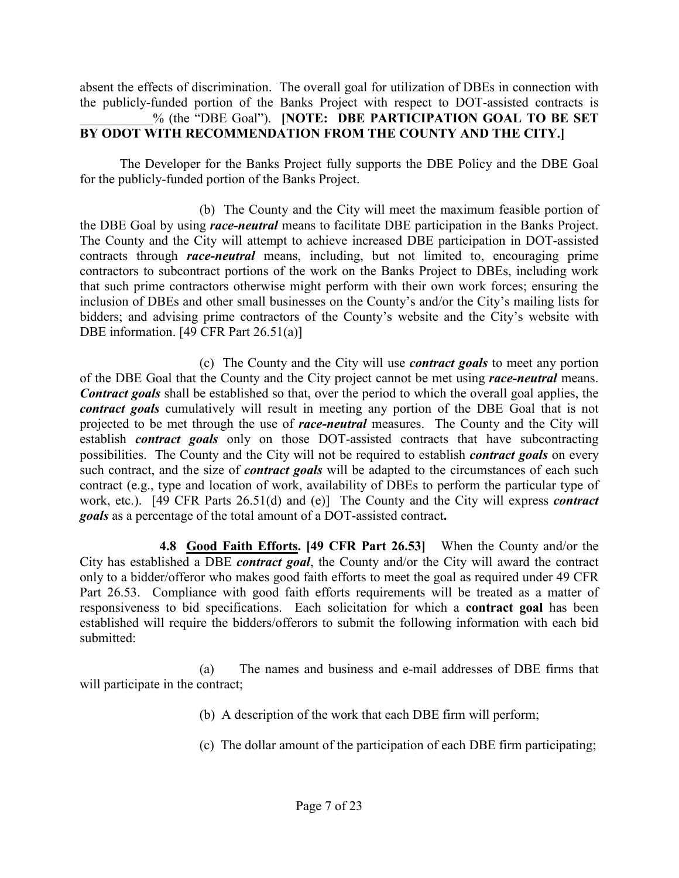absent the effects of discrimination. The overall goal for utilization of DBEs in connection with the publicly-funded portion of the Banks Project with respect to DOT-assisted contracts is ___________% (the "DBE Goal"). **[NOTE: DBE PARTICIPATION GOAL TO BE SET BY ODOT WITH RECOMMENDATION FROM THE COUNTY AND THE CITY.]**

The Developer for the Banks Project fully supports the DBE Policy and the DBE Goal for the publicly-funded portion of the Banks Project.

(b) The County and the City will meet the maximum feasible portion of the DBE Goal by using ***race-neutral*** means to facilitate DBE participation in the Banks Project. The County and the City will attempt to achieve increased DBE participation in DOT-assisted contracts through ***race-neutral*** means, including, but not limited to, encouraging prime contractors to subcontract portions of the work on the Banks Project to DBEs, including work that such prime contractors otherwise might perform with their own work forces; ensuring the inclusion of DBEs and other small businesses on the County's and/or the City's mailing lists for bidders; and advising prime contractors of the County's website and the City's website with DBE information. [49 CFR Part 26.51(a)]

(c) The County and the City will use ***contract goals*** to meet any portion of the DBE Goal that the County and the City project cannot be met using ***race-neutral*** means. ***Contract goals*** shall be established so that, over the period to which the overall goal applies, the ***contract goals*** cumulatively will result in meeting any portion of the DBE Goal that is not projected to be met through the use of ***race-neutral*** measures. The County and the City will establish ***contract goals*** only on those DOT-assisted contracts that have subcontracting possibilities. The County and the City will not be required to establish ***contract goals*** on every such contract, and the size of ***contract goals*** will be adapted to the circumstances of each such contract (e.g., type and location of work, availability of DBEs to perform the particular type of work, etc.). [49 CFR Parts 26.51(d) and (e)] The County and the City will express ***contract goals*** as a percentage of the total amount of a DOT-assisted contract**.**

**4.8 Good Faith Efforts. [49 CFR Part 26.53]** When the County and/or the City has established a DBE ***contract goal***, the County and/or the City will award the contract only to a bidder/offeror who makes good faith efforts to meet the goal as required under 49 CFR Part 26.53. Compliance with good faith efforts requirements will be treated as a matter of responsiveness to bid specifications. Each solicitation for which a **contract goal** has been established will require the bidders/offerors to submit the following information with each bid submitted:

(a) The names and business and e-mail addresses of DBE firms that will participate in the contract;

(b) A description of the work that each DBE firm will perform;

(c) The dollar amount of the participation of each DBE firm participating;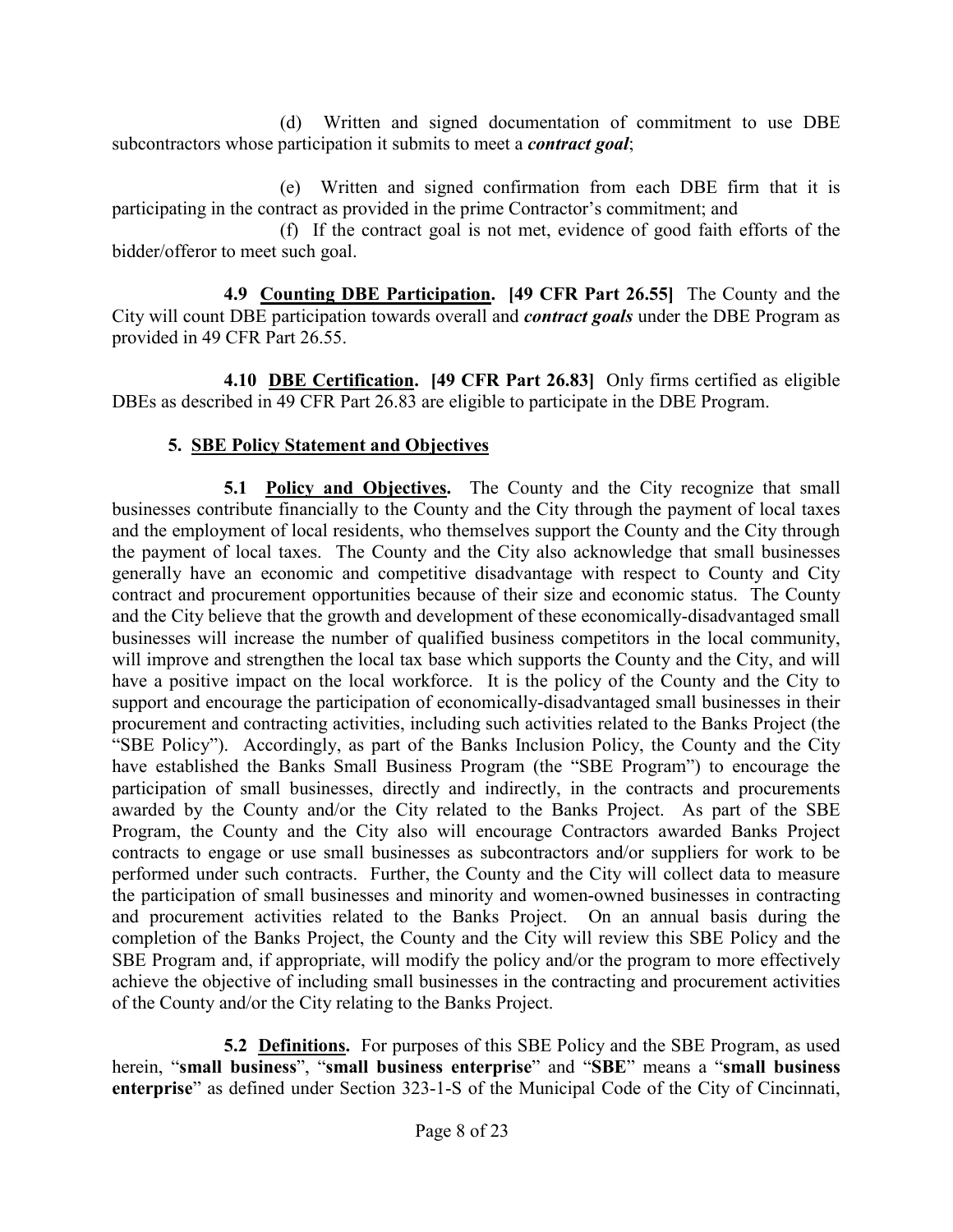(d) Written and signed documentation of commitment to use DBE subcontractors whose participation it submits to meet a ***contract goal***;

(e) Written and signed confirmation from each DBE firm that it is participating in the contract as provided in the prime Contractor's commitment; and

(f) If the contract goal is not met, evidence of good faith efforts of the bidder/offeror to meet such goal.

**4.9 Counting DBE Participation. [49 CFR Part 26.55]** The County and the City will count DBE participation towards overall and ***contract goals*** under the DBE Program as provided in 49 CFR Part 26.55.

**4.10 DBE Certification. [49 CFR Part 26.83]** Only firms certified as eligible DBEs as described in 49 CFR Part 26.83 are eligible to participate in the DBE Program.

## 5. SBE Policy Statement and Objectives

**5.1 Policy and Objectives.** The County and the City recognize that small businesses contribute financially to the County and the City through the payment of local taxes and the employment of local residents, who themselves support the County and the City through the payment of local taxes. The County and the City also acknowledge that small businesses generally have an economic and competitive disadvantage with respect to County and City contract and procurement opportunities because of their size and economic status. The County and the City believe that the growth and development of these economically-disadvantaged small businesses will increase the number of qualified business competitors in the local community, will improve and strengthen the local tax base which supports the County and the City, and will have a positive impact on the local workforce. It is the policy of the County and the City to support and encourage the participation of economically-disadvantaged small businesses in their procurement and contracting activities, including such activities related to the Banks Project (the "SBE Policy"). Accordingly, as part of the Banks Inclusion Policy, the County and the City have established the Banks Small Business Program (the "SBE Program") to encourage the participation of small businesses, directly and indirectly, in the contracts and procurements awarded by the County and/or the City related to the Banks Project. As part of the SBE Program, the County and the City also will encourage Contractors awarded Banks Project contracts to engage or use small businesses as subcontractors and/or suppliers for work to be performed under such contracts. Further, the County and the City will collect data to measure the participation of small businesses and minority and women-owned businesses in contracting and procurement activities related to the Banks Project. On an annual basis during the completion of the Banks Project, the County and the City will review this SBE Policy and the SBE Program and, if appropriate, will modify the policy and/or the program to more effectively achieve the objective of including small businesses in the contracting and procurement activities of the County and/or the City relating to the Banks Project.

**5.2 Definitions.** For purposes of this SBE Policy and the SBE Program, as used herein, "**small business**", "**small business enterprise**" and "**SBE**" means a "**small business enterprise**" as defined under Section 323-1-S of the Municipal Code of the City of Cincinnati,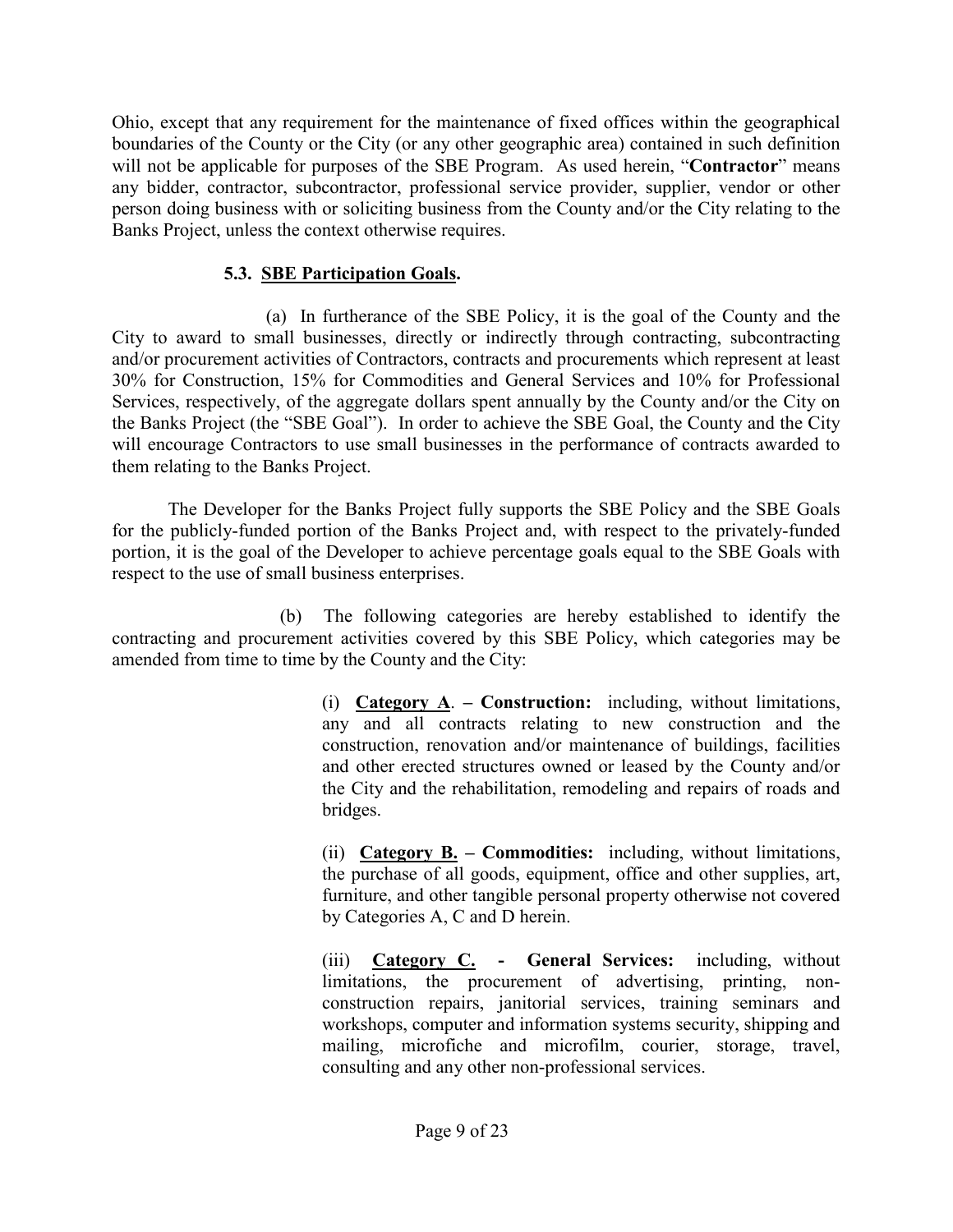Ohio, except that any requirement for the maintenance of fixed offices within the geographical boundaries of the County or the City (or any other geographic area) contained in such definition will not be applicable for purposes of the SBE Program. As used herein, "**Contractor**" means any bidder, contractor, subcontractor, professional service provider, supplier, vendor or other person doing business with or soliciting business from the County and/or the City relating to the Banks Project, unless the context otherwise requires.

### 5.3. SBE Participation Goals.

(a) In furtherance of the SBE Policy, it is the goal of the County and the City to award to small businesses, directly or indirectly through contracting, subcontracting and/or procurement activities of Contractors, contracts and procurements which represent at least 30% for Construction, 15% for Commodities and General Services and 10% for Professional Services, respectively, of the aggregate dollars spent annually by the County and/or the City on the Banks Project (the "SBE Goal"). In order to achieve the SBE Goal, the County and the City will encourage Contractors to use small businesses in the performance of contracts awarded to them relating to the Banks Project.

The Developer for the Banks Project fully supports the SBE Policy and the SBE Goals for the publicly-funded portion of the Banks Project and, with respect to the privately-funded portion, it is the goal of the Developer to achieve percentage goals equal to the SBE Goals with respect to the use of small business enterprises.

(b) The following categories are hereby established to identify the contracting and procurement activities covered by this SBE Policy, which categories may be amended from time to time by the County and the City:

(i) **Category A. – Construction:** including, without limitations, any and all contracts relating to new construction and the construction, renovation and/or maintenance of buildings, facilities and other erected structures owned or leased by the County and/or the City and the rehabilitation, remodeling and repairs of roads and bridges.

(ii) **Category B. – Commodities:** including, without limitations, the purchase of all goods, equipment, office and other supplies, art, furniture, and other tangible personal property otherwise not covered by Categories A, C and D herein.

(iii) **Category C. - General Services:** including, without limitations, the procurement of advertising, printing, non-construction repairs, janitorial services, training seminars and workshops, computer and information systems security, shipping and mailing, microfiche and microfilm, courier, storage, travel, consulting and any other non-professional services.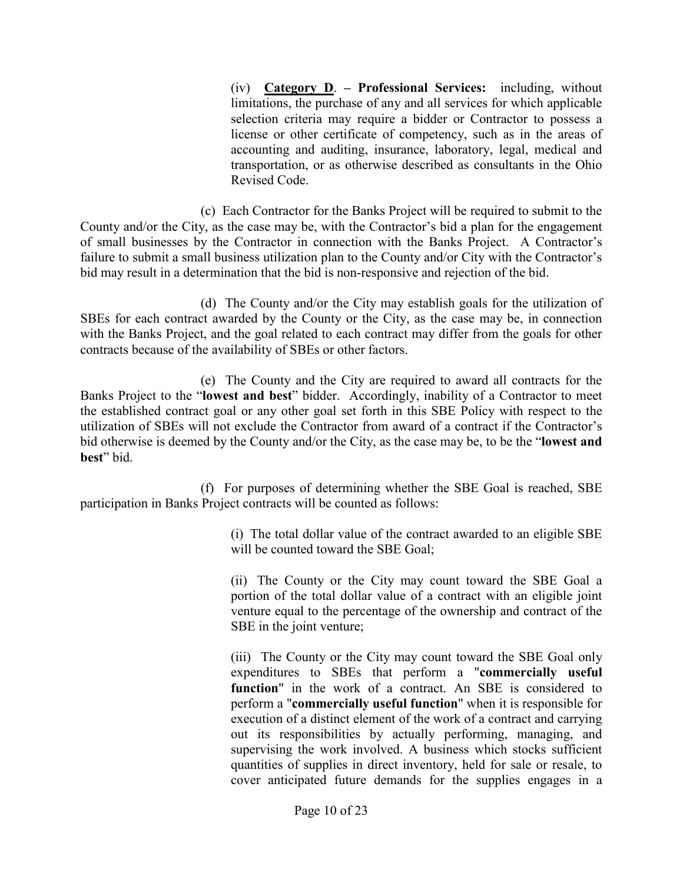(iv) **<u>Category D</u>. – Professional Services:** including, without limitations, the purchase of any and all services for which applicable selection criteria may require a bidder or Contractor to possess a license or other certificate of competency, such as in the areas of accounting and auditing, insurance, laboratory, legal, medical and transportation, or as otherwise described as consultants in the Ohio Revised Code.

(c) Each Contractor for the Banks Project will be required to submit to the County and/or the City, as the case may be, with the Contractor's bid a plan for the engagement of small businesses by the Contractor in connection with the Banks Project. A Contractor's failure to submit a small business utilization plan to the County and/or City with the Contractor's bid may result in a determination that the bid is non-responsive and rejection of the bid.

(d) The County and/or the City may establish goals for the utilization of SBEs for each contract awarded by the County or the City, as the case may be, in connection with the Banks Project, and the goal related to each contract may differ from the goals for other contracts because of the availability of SBEs or other factors.

(e) The County and the City are required to award all contracts for the Banks Project to the "**lowest and best**" bidder. Accordingly, inability of a Contractor to meet the established contract goal or any other goal set forth in this SBE Policy with respect to the utilization of SBEs will not exclude the Contractor from award of a contract if the Contractor's bid otherwise is deemed by the County and/or the City, as the case may be, to be the "**lowest and best**" bid.

(f) For purposes of determining whether the SBE Goal is reached, SBE participation in Banks Project contracts will be counted as follows:

(i) The total dollar value of the contract awarded to an eligible SBE will be counted toward the SBE Goal;

(ii) The County or the City may count toward the SBE Goal a portion of the total dollar value of a contract with an eligible joint venture equal to the percentage of the ownership and contract of the SBE in the joint venture;

(iii) The County or the City may count toward the SBE Goal only expenditures to SBEs that perform a "**commercially useful function**" in the work of a contract. An SBE is considered to perform a "**commercially useful function**" when it is responsible for execution of a distinct element of the work of a contract and carrying out its responsibilities by actually performing, managing, and supervising the work involved. A business which stocks sufficient quantities of supplies in direct inventory, held for sale or resale, to cover anticipated future demands for the supplies engages in a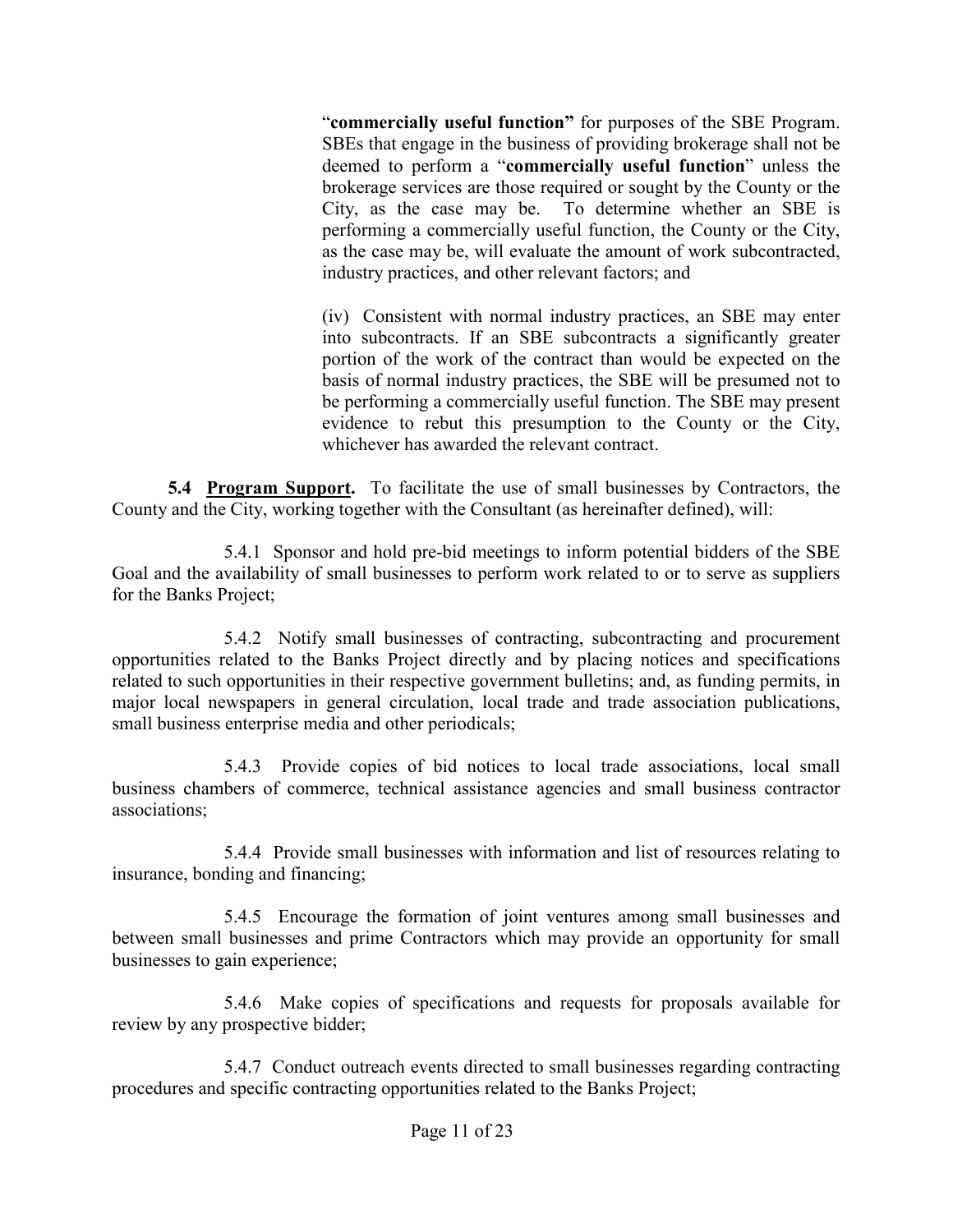"**commercially useful function"** for purposes of the SBE Program. SBEs that engage in the business of providing brokerage shall not be deemed to perform a "**commercially useful function**" unless the brokerage services are those required or sought by the County or the City, as the case may be. To determine whether an SBE is performing a commercially useful function, the County or the City, as the case may be, will evaluate the amount of work subcontracted, industry practices, and other relevant factors; and

(iv) Consistent with normal industry practices, an SBE may enter into subcontracts. If an SBE subcontracts a significantly greater portion of the work of the contract than would be expected on the basis of normal industry practices, the SBE will be presumed not to be performing a commercially useful function. The SBE may present evidence to rebut this presumption to the County or the City, whichever has awarded the relevant contract.

**5.4 Program Support.** To facilitate the use of small businesses by Contractors, the County and the City, working together with the Consultant (as hereinafter defined), will:

5.4.1 Sponsor and hold pre-bid meetings to inform potential bidders of the SBE Goal and the availability of small businesses to perform work related to or to serve as suppliers for the Banks Project;

5.4.2 Notify small businesses of contracting, subcontracting and procurement opportunities related to the Banks Project directly and by placing notices and specifications related to such opportunities in their respective government bulletins; and, as funding permits, in major local newspapers in general circulation, local trade and trade association publications, small business enterprise media and other periodicals;

5.4.3 Provide copies of bid notices to local trade associations, local small business chambers of commerce, technical assistance agencies and small business contractor associations;

5.4.4 Provide small businesses with information and list of resources relating to insurance, bonding and financing;

5.4.5 Encourage the formation of joint ventures among small businesses and between small businesses and prime Contractors which may provide an opportunity for small businesses to gain experience;

5.4.6 Make copies of specifications and requests for proposals available for review by any prospective bidder;

5.4.7 Conduct outreach events directed to small businesses regarding contracting procedures and specific contracting opportunities related to the Banks Project;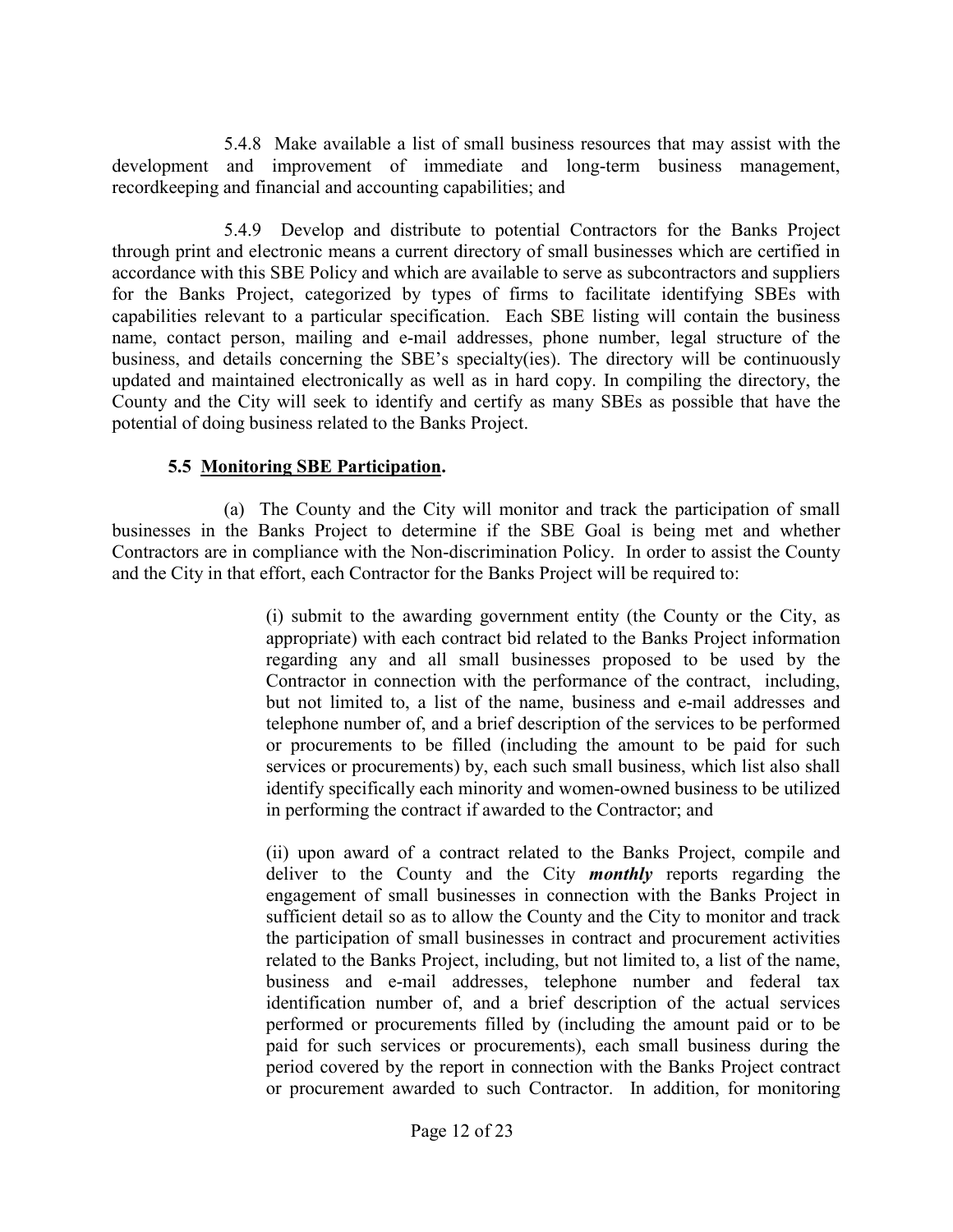5.4.8 Make available a list of small business resources that may assist with the development and improvement of immediate and long-term business management, recordkeeping and financial and accounting capabilities; and

5.4.9 Develop and distribute to potential Contractors for the Banks Project through print and electronic means a current directory of small businesses which are certified in accordance with this SBE Policy and which are available to serve as subcontractors and suppliers for the Banks Project, categorized by types of firms to facilitate identifying SBEs with capabilities relevant to a particular specification. Each SBE listing will contain the business name, contact person, mailing and e-mail addresses, phone number, legal structure of the business, and details concerning the SBE's specialty(ies). The directory will be continuously updated and maintained electronically as well as in hard copy. In compiling the directory, the County and the City will seek to identify and certify as many SBEs as possible that have the potential of doing business related to the Banks Project.

**5.5 <u>Monitoring SBE Participation</u>.**

(a) The County and the City will monitor and track the participation of small businesses in the Banks Project to determine if the SBE Goal is being met and whether Contractors are in compliance with the Non-discrimination Policy. In order to assist the County and the City in that effort, each Contractor for the Banks Project will be required to:

> (i) submit to the awarding government entity (the County or the City, as appropriate) with each contract bid related to the Banks Project information regarding any and all small businesses proposed to be used by the Contractor in connection with the performance of the contract, including, but not limited to, a list of the name, business and e-mail addresses and telephone number of, and a brief description of the services to be performed or procurements to be filled (including the amount to be paid for such services or procurements) by, each such small business, which list also shall identify specifically each minority and women-owned business to be utilized in performing the contract if awarded to the Contractor; and
>
> (ii) upon award of a contract related to the Banks Project, compile and deliver to the County and the City ***monthly*** reports regarding the engagement of small businesses in connection with the Banks Project in sufficient detail so as to allow the County and the City to monitor and track the participation of small businesses in contract and procurement activities related to the Banks Project, including, but not limited to, a list of the name, business and e-mail addresses, telephone number and federal tax identification number of, and a brief description of the actual services performed or procurements filled by (including the amount paid or to be paid for such services or procurements), each small business during the period covered by the report in connection with the Banks Project contract or procurement awarded to such Contractor. In addition, for monitoring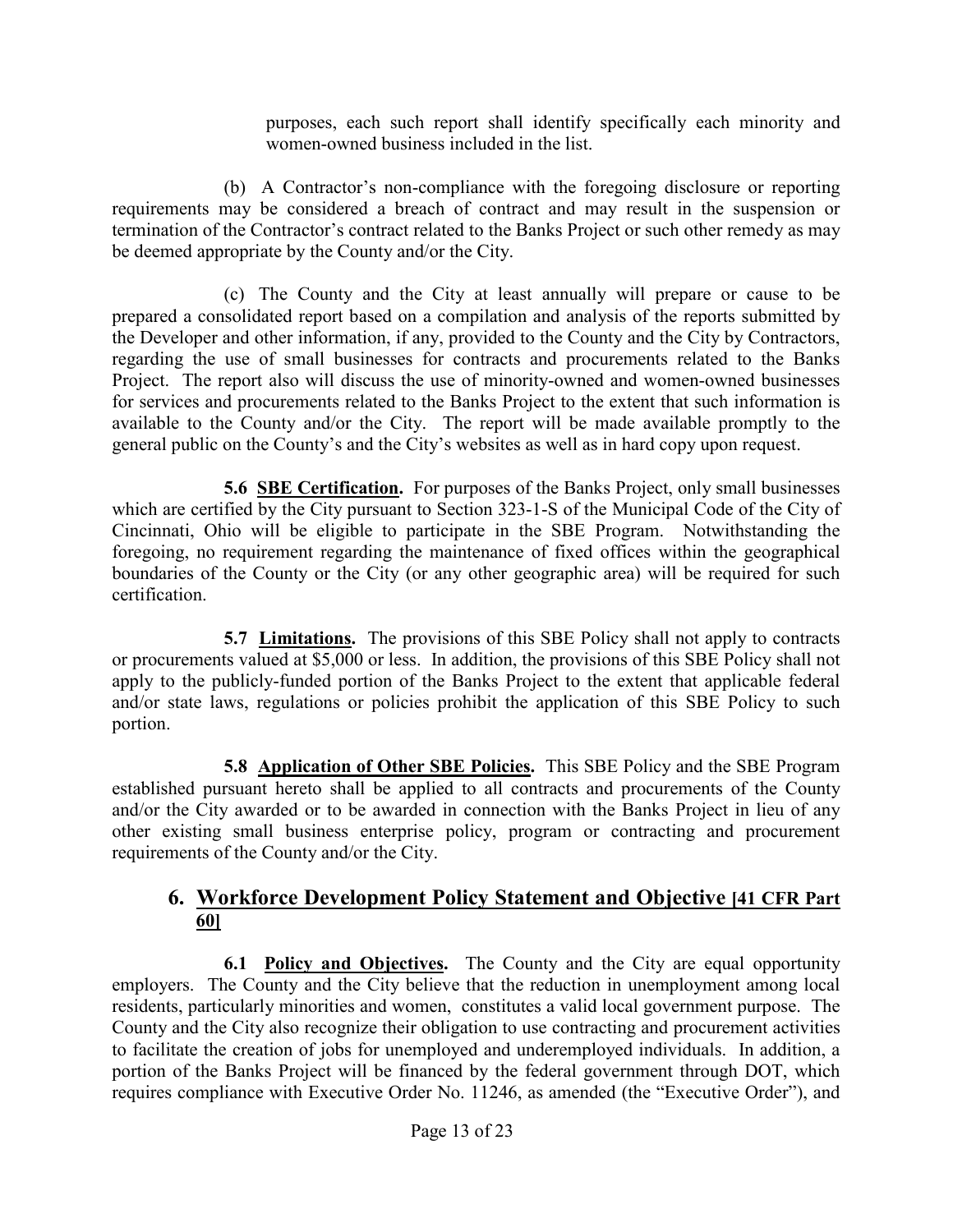purposes, each such report shall identify specifically each minority and women-owned business included in the list.

(b) A Contractor's non-compliance with the foregoing disclosure or reporting requirements may be considered a breach of contract and may result in the suspension or termination of the Contractor's contract related to the Banks Project or such other remedy as may be deemed appropriate by the County and/or the City.

(c) The County and the City at least annually will prepare or cause to be prepared a consolidated report based on a compilation and analysis of the reports submitted by the Developer and other information, if any, provided to the County and the City by Contractors, regarding the use of small businesses for contracts and procurements related to the Banks Project. The report also will discuss the use of minority-owned and women-owned businesses for services and procurements related to the Banks Project to the extent that such information is available to the County and/or the City. The report will be made available promptly to the general public on the County's and the City's websites as well as in hard copy upon request.

**5.6 SBE Certification.** For purposes of the Banks Project, only small businesses which are certified by the City pursuant to Section 323-1-S of the Municipal Code of the City of Cincinnati, Ohio will be eligible to participate in the SBE Program. Notwithstanding the foregoing, no requirement regarding the maintenance of fixed offices within the geographical boundaries of the County or the City (or any other geographic area) will be required for such certification.

**5.7 Limitations.** The provisions of this SBE Policy shall not apply to contracts or procurements valued at $5,000 or less. In addition, the provisions of this SBE Policy shall not apply to the publicly-funded portion of the Banks Project to the extent that applicable federal and/or state laws, regulations or policies prohibit the application of this SBE Policy to such portion.

**5.8 Application of Other SBE Policies.** This SBE Policy and the SBE Program established pursuant hereto shall be applied to all contracts and procurements of the County and/or the City awarded or to be awarded in connection with the Banks Project in lieu of any other existing small business enterprise policy, program or contracting and procurement requirements of the County and/or the City.

## 6. Workforce Development Policy Statement and Objective [41 CFR Part 60]

**6.1 Policy and Objectives.** The County and the City are equal opportunity employers. The County and the City believe that the reduction in unemployment among local residents, particularly minorities and women, constitutes a valid local government purpose. The County and the City also recognize their obligation to use contracting and procurement activities to facilitate the creation of jobs for unemployed and underemployed individuals. In addition, a portion of the Banks Project will be financed by the federal government through DOT, which requires compliance with Executive Order No. 11246, as amended (the "Executive Order"), and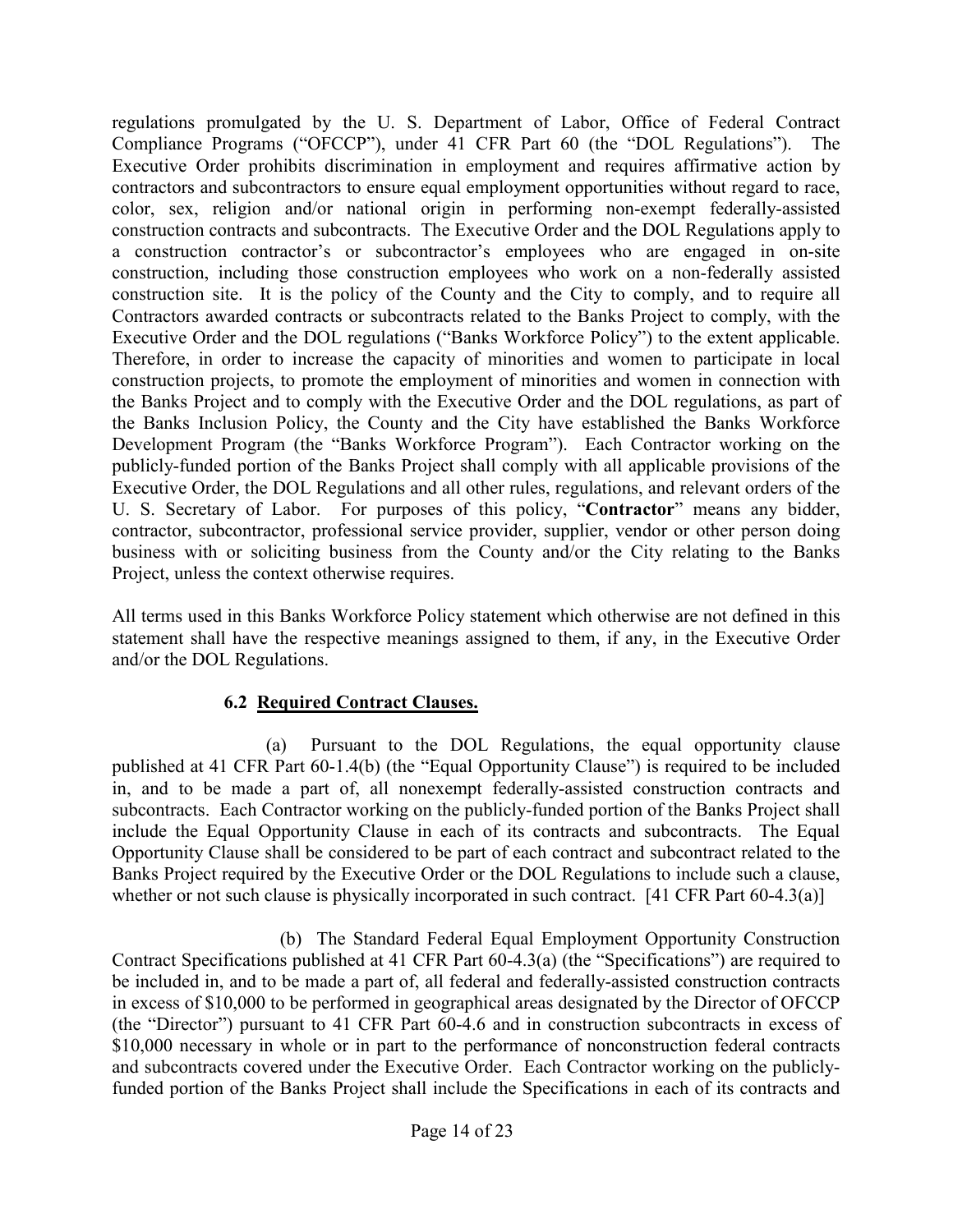regulations promulgated by the U. S. Department of Labor, Office of Federal Contract Compliance Programs ("OFCCP"), under 41 CFR Part 60 (the "DOL Regulations"). The Executive Order prohibits discrimination in employment and requires affirmative action by contractors and subcontractors to ensure equal employment opportunities without regard to race, color, sex, religion and/or national origin in performing non-exempt federally-assisted construction contracts and subcontracts. The Executive Order and the DOL Regulations apply to a construction contractor's or subcontractor's employees who are engaged in on-site construction, including those construction employees who work on a non-federally assisted construction site. It is the policy of the County and the City to comply, and to require all Contractors awarded contracts or subcontracts related to the Banks Project to comply, with the Executive Order and the DOL regulations ("Banks Workforce Policy") to the extent applicable. Therefore, in order to increase the capacity of minorities and women to participate in local construction projects, to promote the employment of minorities and women in connection with the Banks Project and to comply with the Executive Order and the DOL regulations, as part of the Banks Inclusion Policy, the County and the City have established the Banks Workforce Development Program (the "Banks Workforce Program"). Each Contractor working on the publicly-funded portion of the Banks Project shall comply with all applicable provisions of the Executive Order, the DOL Regulations and all other rules, regulations, and relevant orders of the U. S. Secretary of Labor. For purposes of this policy, "**Contractor**" means any bidder, contractor, subcontractor, professional service provider, supplier, vendor or other person doing business with or soliciting business from the County and/or the City relating to the Banks Project, unless the context otherwise requires.

All terms used in this Banks Workforce Policy statement which otherwise are not defined in this statement shall have the respective meanings assigned to them, if any, in the Executive Order and/or the DOL Regulations.

### 6.2 Required Contract Clauses.

(a) Pursuant to the DOL Regulations, the equal opportunity clause published at 41 CFR Part 60-1.4(b) (the "Equal Opportunity Clause") is required to be included in, and to be made a part of, all nonexempt federally-assisted construction contracts and subcontracts. Each Contractor working on the publicly-funded portion of the Banks Project shall include the Equal Opportunity Clause in each of its contracts and subcontracts. The Equal Opportunity Clause shall be considered to be part of each contract and subcontract related to the Banks Project required by the Executive Order or the DOL Regulations to include such a clause, whether or not such clause is physically incorporated in such contract. [41 CFR Part 60-4.3(a)]

(b) The Standard Federal Equal Employment Opportunity Construction Contract Specifications published at 41 CFR Part 60-4.3(a) (the "Specifications") are required to be included in, and to be made a part of, all federal and federally-assisted construction contracts in excess of $10,000 to be performed in geographical areas designated by the Director of OFCCP (the "Director") pursuant to 41 CFR Part 60-4.6 and in construction subcontracts in excess of $10,000 necessary in whole or in part to the performance of nonconstruction federal contracts and subcontracts covered under the Executive Order. Each Contractor working on the publicly-funded portion of the Banks Project shall include the Specifications in each of its contracts and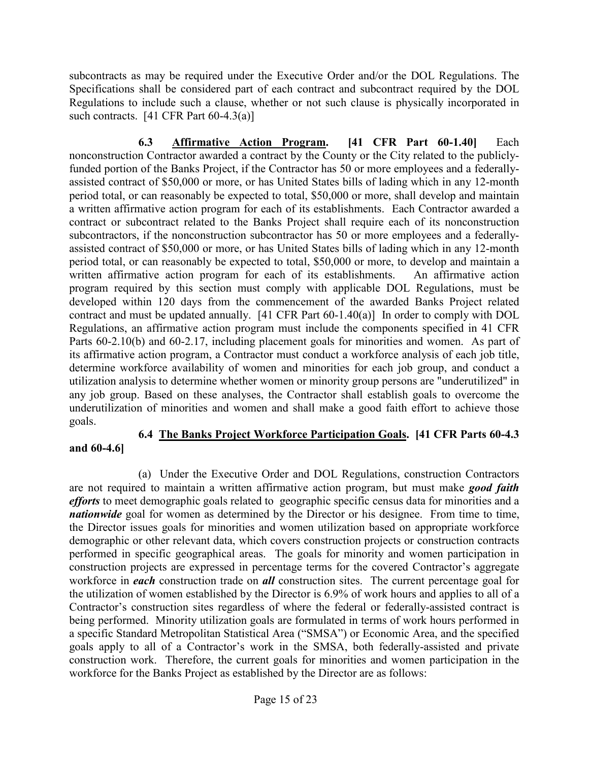subcontracts as may be required under the Executive Order and/or the DOL Regulations. The Specifications shall be considered part of each contract and subcontract required by the DOL Regulations to include such a clause, whether or not such clause is physically incorporated in such contracts. [41 CFR Part 60-4.3(a)]

**6.3 <u>Affirmative Action Program</u>. [41 CFR Part 60-1.40]** Each nonconstruction Contractor awarded a contract by the County or the City related to the publicly-funded portion of the Banks Project, if the Contractor has 50 or more employees and a federally-assisted contract of $50,000 or more, or has United States bills of lading which in any 12-month period total, or can reasonably be expected to total, $50,000 or more, shall develop and maintain a written affirmative action program for each of its establishments. Each Contractor awarded a contract or subcontract related to the Banks Project shall require each of its nonconstruction subcontractors, if the nonconstruction subcontractor has 50 or more employees and a federally-assisted contract of $50,000 or more, or has United States bills of lading which in any 12-month period total, or can reasonably be expected to total, $50,000 or more, to develop and maintain a written affirmative action program for each of its establishments. An affirmative action program required by this section must comply with applicable DOL Regulations, must be developed within 120 days from the commencement of the awarded Banks Project related contract and must be updated annually. [41 CFR Part 60-1.40(a)] In order to comply with DOL Regulations, an affirmative action program must include the components specified in 41 CFR Parts 60-2.10(b) and 60-2.17, including placement goals for minorities and women. As part of its affirmative action program, a Contractor must conduct a workforce analysis of each job title, determine workforce availability of women and minorities for each job group, and conduct a utilization analysis to determine whether women or minority group persons are "underutilized" in any job group. Based on these analyses, the Contractor shall establish goals to overcome the underutilization of minorities and women and shall make a good faith effort to achieve those goals.

**6.4 <u>The Banks Project Workforce Participation Goals</u>. [41 CFR Parts 60-4.3 and 60-4.6]**

(a) Under the Executive Order and DOL Regulations, construction Contractors are not required to maintain a written affirmative action program, but must make ***good faith efforts*** to meet demographic goals related to geographic specific census data for minorities and a ***nationwide*** goal for women as determined by the Director or his designee. From time to time, the Director issues goals for minorities and women utilization based on appropriate workforce demographic or other relevant data, which covers construction projects or construction contracts performed in specific geographical areas. The goals for minority and women participation in construction projects are expressed in percentage terms for the covered Contractor's aggregate workforce in ***each*** construction trade on ***all*** construction sites. The current percentage goal for the utilization of women established by the Director is 6.9% of work hours and applies to all of a Contractor's construction sites regardless of where the federal or federally-assisted contract is being performed. Minority utilization goals are formulated in terms of work hours performed in a specific Standard Metropolitan Statistical Area ("SMSA") or Economic Area, and the specified goals apply to all of a Contractor's work in the SMSA, both federally-assisted and private construction work. Therefore, the current goals for minorities and women participation in the workforce for the Banks Project as established by the Director are as follows: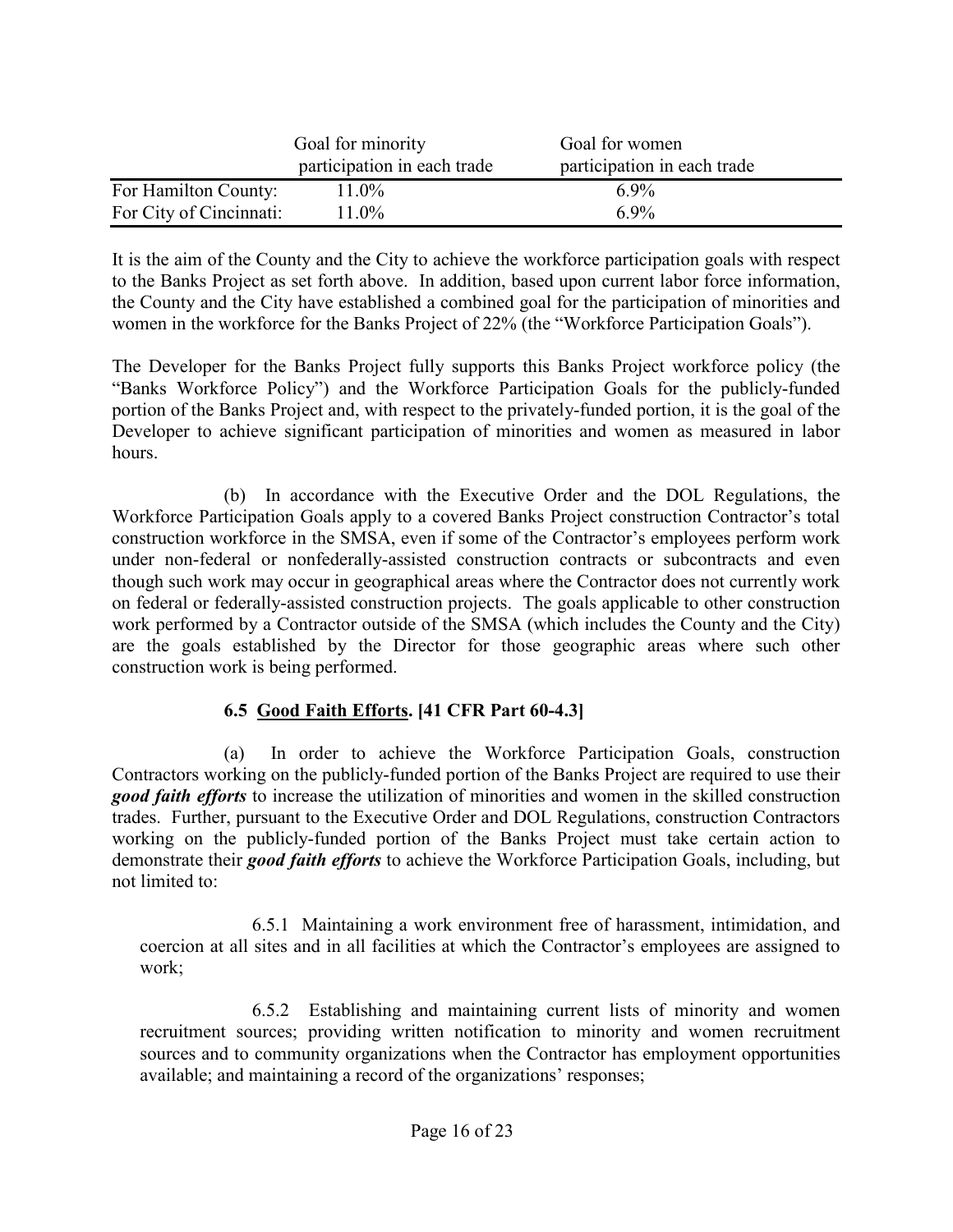| | Goal for minority participation in each trade | Goal for women participation in each trade |
|---|---|---|
| For Hamilton County: | 11.0% | 6.9% |
| For City of Cincinnati: | 11.0% | 6.9% |

It is the aim of the County and the City to achieve the workforce participation goals with respect to the Banks Project as set forth above. In addition, based upon current labor force information, the County and the City have established a combined goal for the participation of minorities and women in the workforce for the Banks Project of 22% (the "Workforce Participation Goals").

The Developer for the Banks Project fully supports this Banks Project workforce policy (the "Banks Workforce Policy") and the Workforce Participation Goals for the publicly-funded portion of the Banks Project and, with respect to the privately-funded portion, it is the goal of the Developer to achieve significant participation of minorities and women as measured in labor hours.

(b) In accordance with the Executive Order and the DOL Regulations, the Workforce Participation Goals apply to a covered Banks Project construction Contractor's total construction workforce in the SMSA, even if some of the Contractor's employees perform work under non-federal or nonfederally-assisted construction contracts or subcontracts and even though such work may occur in geographical areas where the Contractor does not currently work on federal or federally-assisted construction projects. The goals applicable to other construction work performed by a Contractor outside of the SMSA (which includes the County and the City) are the goals established by the Director for those geographic areas where such other construction work is being performed.

**6.5 <u>Good Faith Efforts</u>. [41 CFR Part 60-4.3]**

(a) In order to achieve the Workforce Participation Goals, construction Contractors working on the publicly-funded portion of the Banks Project are required to use their ***good faith efforts*** to increase the utilization of minorities and women in the skilled construction trades. Further, pursuant to the Executive Order and DOL Regulations, construction Contractors working on the publicly-funded portion of the Banks Project must take certain action to demonstrate their ***good faith efforts*** to achieve the Workforce Participation Goals, including, but not limited to:

6.5.1 Maintaining a work environment free of harassment, intimidation, and coercion at all sites and in all facilities at which the Contractor's employees are assigned to work;

6.5.2 Establishing and maintaining current lists of minority and women recruitment sources; providing written notification to minority and women recruitment sources and to community organizations when the Contractor has employment opportunities available; and maintaining a record of the organizations' responses;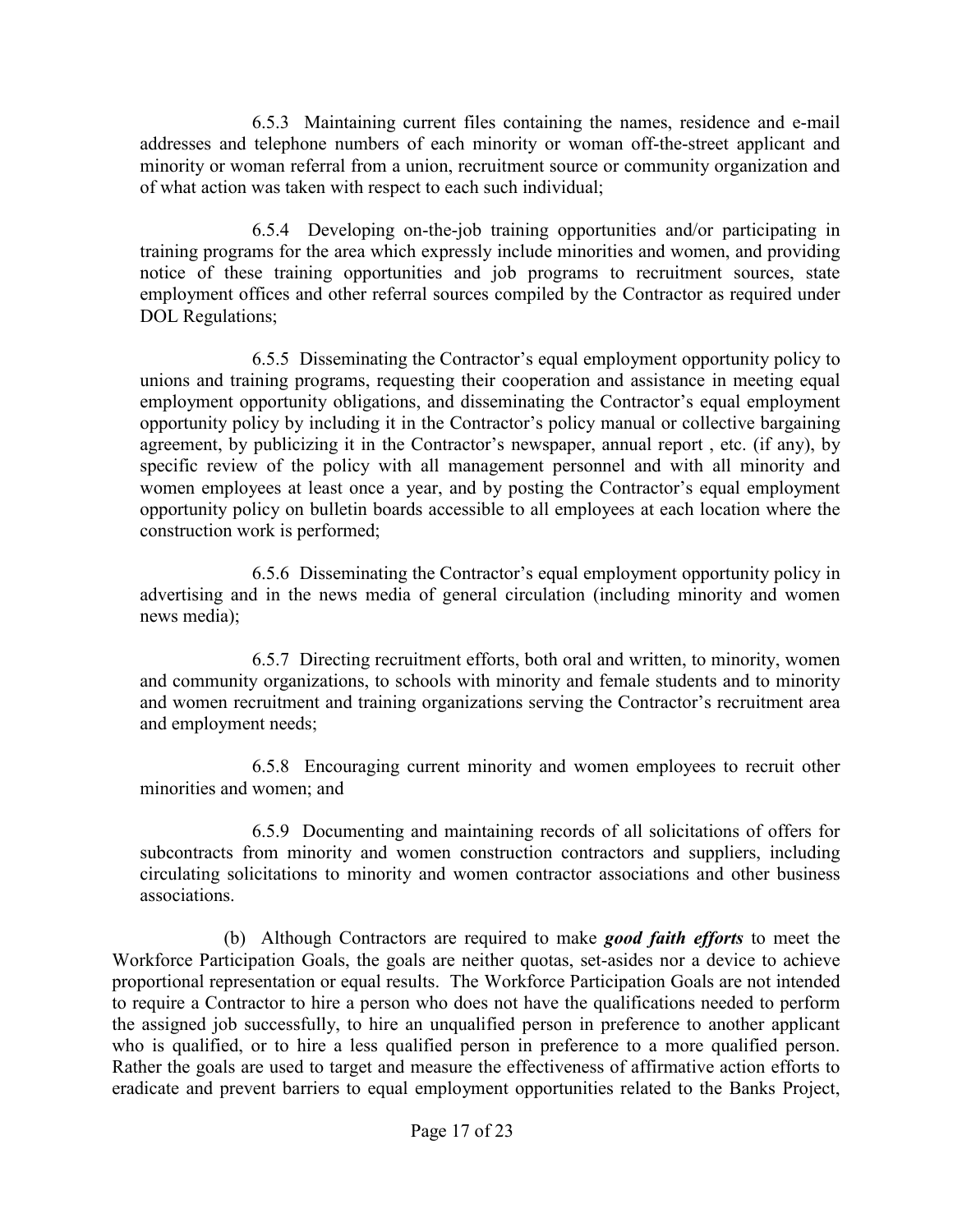6.5.3 Maintaining current files containing the names, residence and e-mail addresses and telephone numbers of each minority or woman off-the-street applicant and minority or woman referral from a union, recruitment source or community organization and of what action was taken with respect to each such individual;

6.5.4 Developing on-the-job training opportunities and/or participating in training programs for the area which expressly include minorities and women, and providing notice of these training opportunities and job programs to recruitment sources, state employment offices and other referral sources compiled by the Contractor as required under DOL Regulations;

6.5.5 Disseminating the Contractor's equal employment opportunity policy to unions and training programs, requesting their cooperation and assistance in meeting equal employment opportunity obligations, and disseminating the Contractor's equal employment opportunity policy by including it in the Contractor's policy manual or collective bargaining agreement, by publicizing it in the Contractor's newspaper, annual report , etc. (if any), by specific review of the policy with all management personnel and with all minority and women employees at least once a year, and by posting the Contractor's equal employment opportunity policy on bulletin boards accessible to all employees at each location where the construction work is performed;

6.5.6 Disseminating the Contractor's equal employment opportunity policy in advertising and in the news media of general circulation (including minority and women news media);

6.5.7 Directing recruitment efforts, both oral and written, to minority, women and community organizations, to schools with minority and female students and to minority and women recruitment and training organizations serving the Contractor's recruitment area and employment needs;

6.5.8 Encouraging current minority and women employees to recruit other minorities and women; and

6.5.9 Documenting and maintaining records of all solicitations of offers for subcontracts from minority and women construction contractors and suppliers, including circulating solicitations to minority and women contractor associations and other business associations.

(b) Although Contractors are required to make ***good faith efforts*** to meet the Workforce Participation Goals, the goals are neither quotas, set-asides nor a device to achieve proportional representation or equal results. The Workforce Participation Goals are not intended to require a Contractor to hire a person who does not have the qualifications needed to perform the assigned job successfully, to hire an unqualified person in preference to another applicant who is qualified, or to hire a less qualified person in preference to a more qualified person. Rather the goals are used to target and measure the effectiveness of affirmative action efforts to eradicate and prevent barriers to equal employment opportunities related to the Banks Project,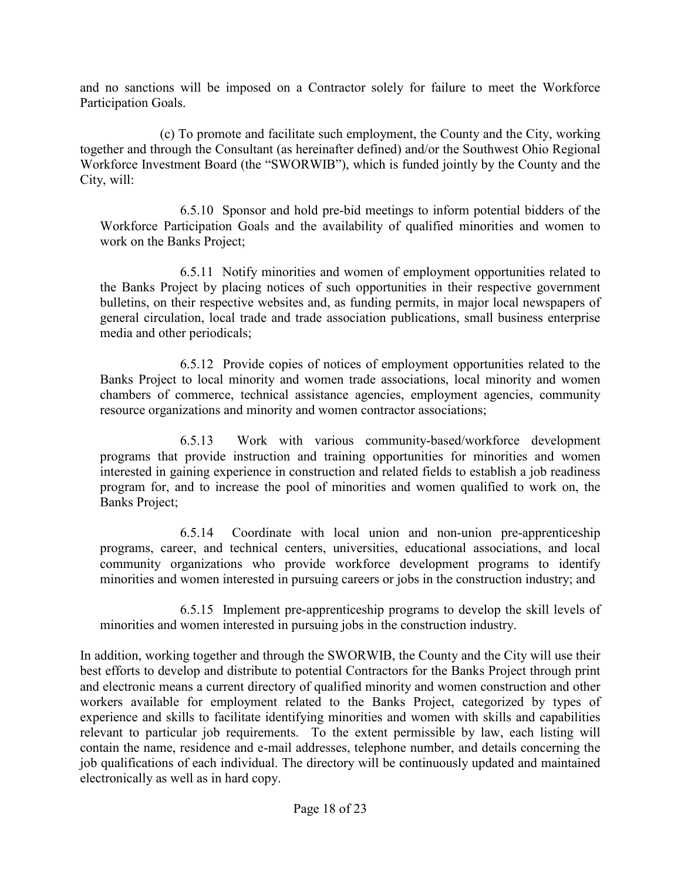and no sanctions will be imposed on a Contractor solely for failure to meet the Workforce Participation Goals.

(c) To promote and facilitate such employment, the County and the City, working together and through the Consultant (as hereinafter defined) and/or the Southwest Ohio Regional Workforce Investment Board (the "SWORWIB"), which is funded jointly by the County and the City, will:

6.5.10 Sponsor and hold pre-bid meetings to inform potential bidders of the Workforce Participation Goals and the availability of qualified minorities and women to work on the Banks Project;

6.5.11 Notify minorities and women of employment opportunities related to the Banks Project by placing notices of such opportunities in their respective government bulletins, on their respective websites and, as funding permits, in major local newspapers of general circulation, local trade and trade association publications, small business enterprise media and other periodicals;

6.5.12 Provide copies of notices of employment opportunities related to the Banks Project to local minority and women trade associations, local minority and women chambers of commerce, technical assistance agencies, employment agencies, community resource organizations and minority and women contractor associations;

6.5.13 Work with various community-based/workforce development programs that provide instruction and training opportunities for minorities and women interested in gaining experience in construction and related fields to establish a job readiness program for, and to increase the pool of minorities and women qualified to work on, the Banks Project;

6.5.14 Coordinate with local union and non-union pre-apprenticeship programs, career, and technical centers, universities, educational associations, and local community organizations who provide workforce development programs to identify minorities and women interested in pursuing careers or jobs in the construction industry; and

6.5.15 Implement pre-apprenticeship programs to develop the skill levels of minorities and women interested in pursuing jobs in the construction industry.

In addition, working together and through the SWORWIB, the County and the City will use their best efforts to develop and distribute to potential Contractors for the Banks Project through print and electronic means a current directory of qualified minority and women construction and other workers available for employment related to the Banks Project, categorized by types of experience and skills to facilitate identifying minorities and women with skills and capabilities relevant to particular job requirements. To the extent permissible by law, each listing will contain the name, residence and e-mail addresses, telephone number, and details concerning the job qualifications of each individual. The directory will be continuously updated and maintained electronically as well as in hard copy.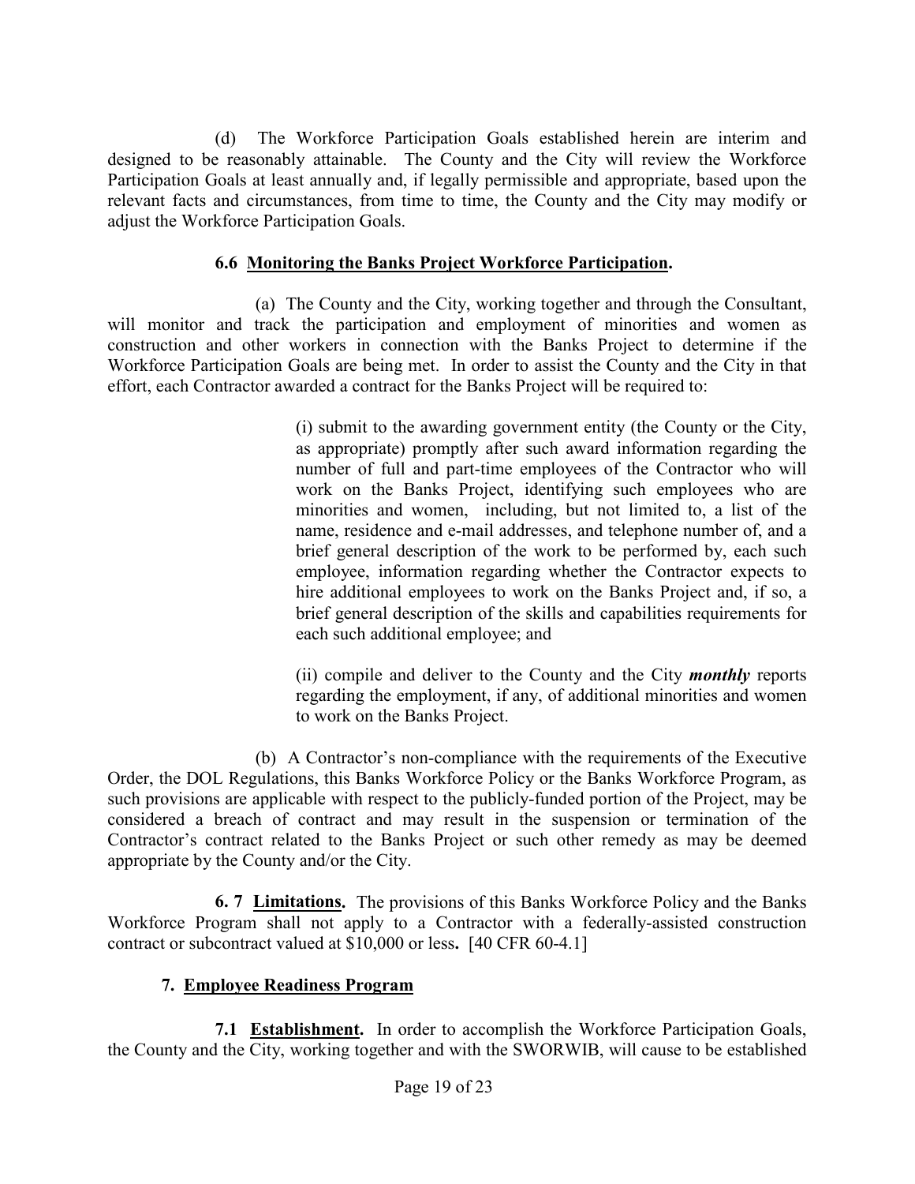(d) The Workforce Participation Goals established herein are interim and designed to be reasonably attainable. The County and the City will review the Workforce Participation Goals at least annually and, if legally permissible and appropriate, based upon the relevant facts and circumstances, from time to time, the County and the City may modify or adjust the Workforce Participation Goals.

**6.6 <u>Monitoring the Banks Project Workforce Participation</u>.**

(a) The County and the City, working together and through the Consultant, will monitor and track the participation and employment of minorities and women as construction and other workers in connection with the Banks Project to determine if the Workforce Participation Goals are being met. In order to assist the County and the City in that effort, each Contractor awarded a contract for the Banks Project will be required to:

> (i) submit to the awarding government entity (the County or the City, as appropriate) promptly after such award information regarding the number of full and part-time employees of the Contractor who will work on the Banks Project, identifying such employees who are minorities and women, including, but not limited to, a list of the name, residence and e-mail addresses, and telephone number of, and a brief general description of the work to be performed by, each such employee, information regarding whether the Contractor expects to hire additional employees to work on the Banks Project and, if so, a brief general description of the skills and capabilities requirements for each such additional employee; and
>
> (ii) compile and deliver to the County and the City ***monthly*** reports regarding the employment, if any, of additional minorities and women to work on the Banks Project.

(b) A Contractor's non-compliance with the requirements of the Executive Order, the DOL Regulations, this Banks Workforce Policy or the Banks Workforce Program, as such provisions are applicable with respect to the publicly-funded portion of the Project, may be considered a breach of contract and may result in the suspension or termination of the Contractor's contract related to the Banks Project or such other remedy as may be deemed appropriate by the County and/or the City.

**6. 7 <u>Limitations</u>.** The provisions of this Banks Workforce Policy and the Banks Workforce Program shall not apply to a Contractor with a federally-assisted construction contract or subcontract valued at $10,000 or less**.** [40 CFR 60-4.1]

**7. <u>Employee Readiness Program</u>**

**7.1 <u>Establishment</u>.** In order to accomplish the Workforce Participation Goals, the County and the City, working together and with the SWORWIB, will cause to be established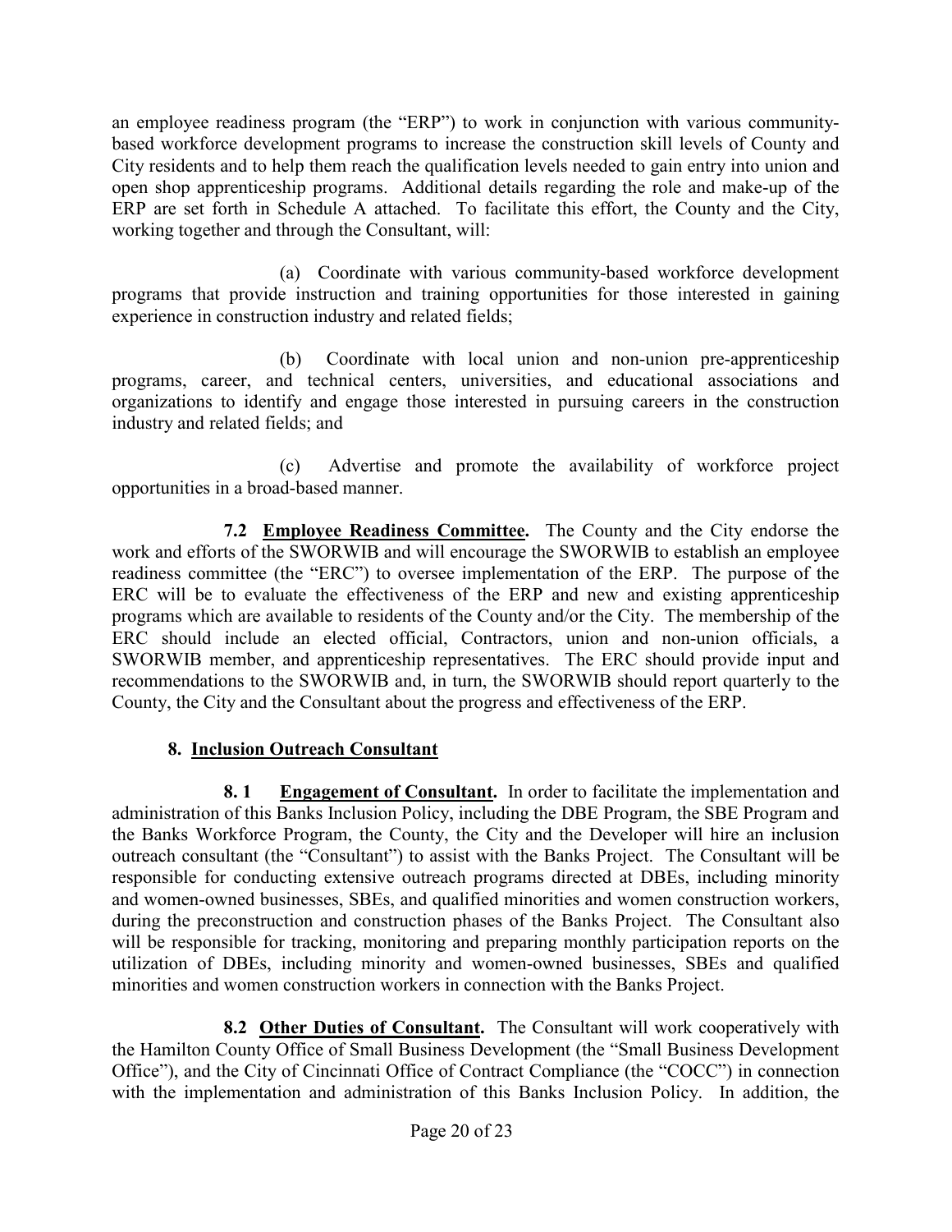an employee readiness program (the "ERP") to work in conjunction with various community-based workforce development programs to increase the construction skill levels of County and City residents and to help them reach the qualification levels needed to gain entry into union and open shop apprenticeship programs. Additional details regarding the role and make-up of the ERP are set forth in Schedule A attached. To facilitate this effort, the County and the City, working together and through the Consultant, will:

(a) Coordinate with various community-based workforce development programs that provide instruction and training opportunities for those interested in gaining experience in construction industry and related fields;

(b) Coordinate with local union and non-union pre-apprenticeship programs, career, and technical centers, universities, and educational associations and organizations to identify and engage those interested in pursuing careers in the construction industry and related fields; and

(c) Advertise and promote the availability of workforce project opportunities in a broad-based manner.

**7.2 Employee Readiness Committee.** The County and the City endorse the work and efforts of the SWORWIB and will encourage the SWORWIB to establish an employee readiness committee (the "ERC") to oversee implementation of the ERP. The purpose of the ERC will be to evaluate the effectiveness of the ERP and new and existing apprenticeship programs which are available to residents of the County and/or the City. The membership of the ERC should include an elected official, Contractors, union and non-union officials, a SWORWIB member, and apprenticeship representatives. The ERC should provide input and recommendations to the SWORWIB and, in turn, the SWORWIB should report quarterly to the County, the City and the Consultant about the progress and effectiveness of the ERP.

## 8. Inclusion Outreach Consultant

**8. 1 Engagement of Consultant.** In order to facilitate the implementation and administration of this Banks Inclusion Policy, including the DBE Program, the SBE Program and the Banks Workforce Program, the County, the City and the Developer will hire an inclusion outreach consultant (the "Consultant") to assist with the Banks Project. The Consultant will be responsible for conducting extensive outreach programs directed at DBEs, including minority and women-owned businesses, SBEs, and qualified minorities and women construction workers, during the preconstruction and construction phases of the Banks Project. The Consultant also will be responsible for tracking, monitoring and preparing monthly participation reports on the utilization of DBEs, including minority and women-owned businesses, SBEs and qualified minorities and women construction workers in connection with the Banks Project.

**8.2 Other Duties of Consultant.** The Consultant will work cooperatively with the Hamilton County Office of Small Business Development (the "Small Business Development Office"), and the City of Cincinnati Office of Contract Compliance (the "COCC") in connection with the implementation and administration of this Banks Inclusion Policy. In addition, the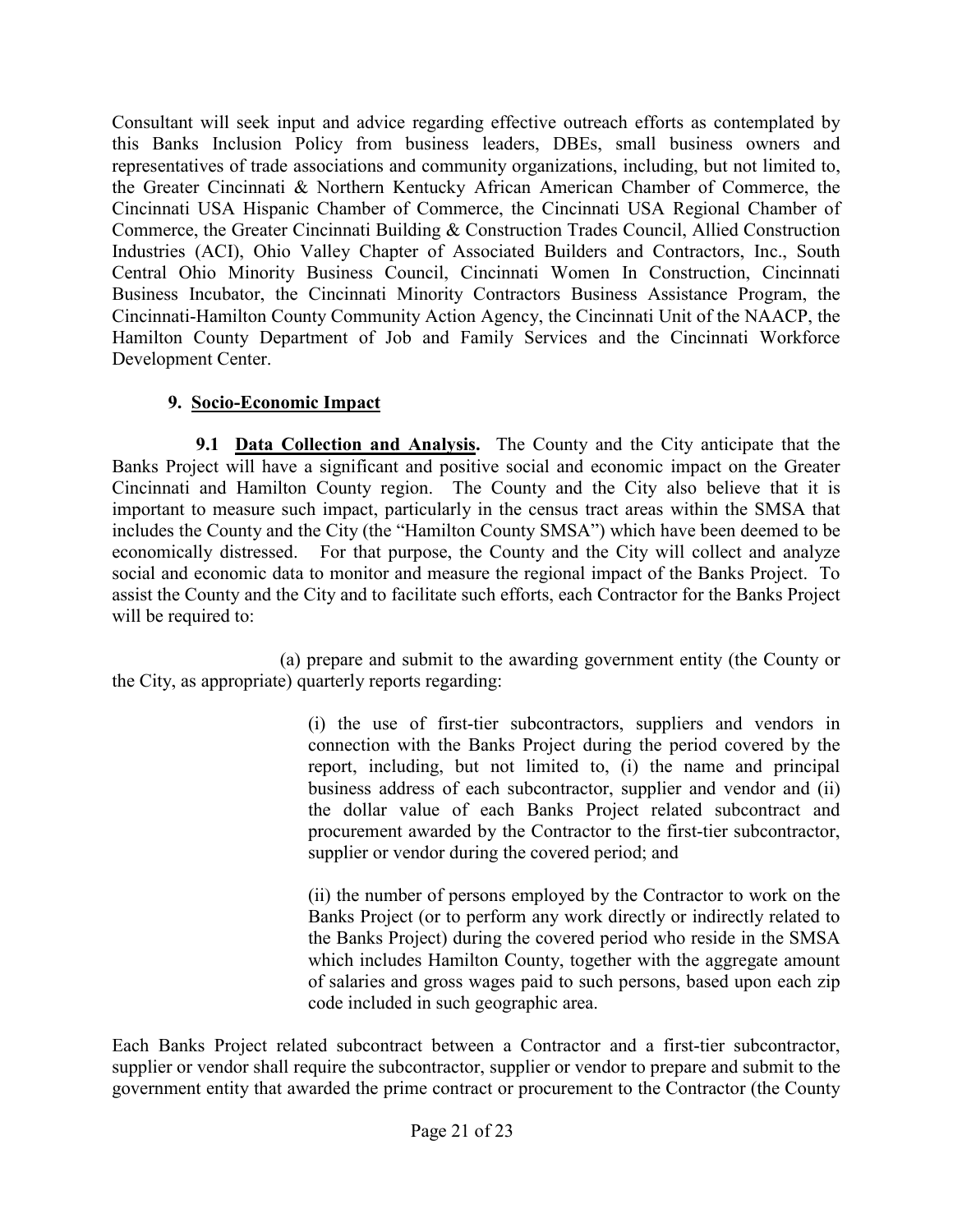Consultant will seek input and advice regarding effective outreach efforts as contemplated by this Banks Inclusion Policy from business leaders, DBEs, small business owners and representatives of trade associations and community organizations, including, but not limited to, the Greater Cincinnati & Northern Kentucky African American Chamber of Commerce, the Cincinnati USA Hispanic Chamber of Commerce, the Cincinnati USA Regional Chamber of Commerce, the Greater Cincinnati Building & Construction Trades Council, Allied Construction Industries (ACI), Ohio Valley Chapter of Associated Builders and Contractors, Inc., South Central Ohio Minority Business Council, Cincinnati Women In Construction, Cincinnati Business Incubator, the Cincinnati Minority Contractors Business Assistance Program, the Cincinnati-Hamilton County Community Action Agency, the Cincinnati Unit of the NAACP, the Hamilton County Department of Job and Family Services and the Cincinnati Workforce Development Center.

## 9. Socio-Economic Impact

**9.1 Data Collection and Analysis.** The County and the City anticipate that the Banks Project will have a significant and positive social and economic impact on the Greater Cincinnati and Hamilton County region. The County and the City also believe that it is important to measure such impact, particularly in the census tract areas within the SMSA that includes the County and the City (the "Hamilton County SMSA") which have been deemed to be economically distressed. For that purpose, the County and the City will collect and analyze social and economic data to monitor and measure the regional impact of the Banks Project. To assist the County and the City and to facilitate such efforts, each Contractor for the Banks Project will be required to:

(a) prepare and submit to the awarding government entity (the County or the City, as appropriate) quarterly reports regarding:

> (i) the use of first-tier subcontractors, suppliers and vendors in connection with the Banks Project during the period covered by the report, including, but not limited to, (i) the name and principal business address of each subcontractor, supplier and vendor and (ii) the dollar value of each Banks Project related subcontract and procurement awarded by the Contractor to the first-tier subcontractor, supplier or vendor during the covered period; and
>
> (ii) the number of persons employed by the Contractor to work on the Banks Project (or to perform any work directly or indirectly related to the Banks Project) during the covered period who reside in the SMSA which includes Hamilton County, together with the aggregate amount of salaries and gross wages paid to such persons, based upon each zip code included in such geographic area.

Each Banks Project related subcontract between a Contractor and a first-tier subcontractor, supplier or vendor shall require the subcontractor, supplier or vendor to prepare and submit to the government entity that awarded the prime contract or procurement to the Contractor (the County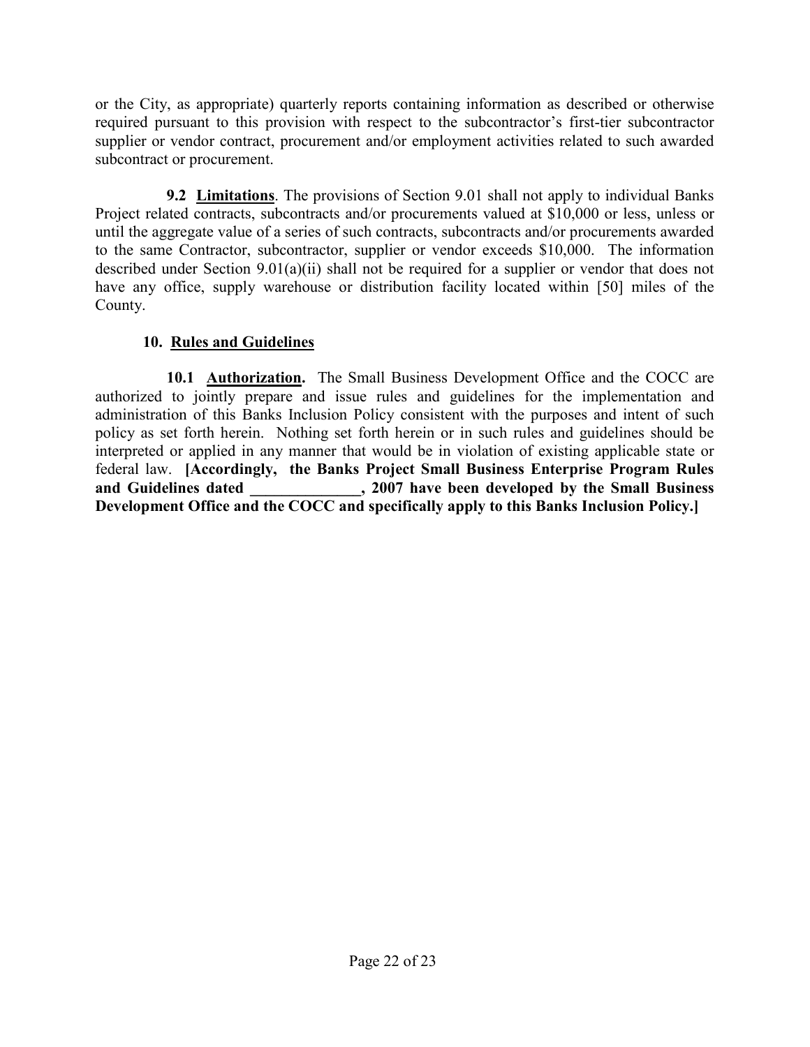or the City, as appropriate) quarterly reports containing information as described or otherwise required pursuant to this provision with respect to the subcontractor's first-tier subcontractor supplier or vendor contract, procurement and/or employment activities related to such awarded subcontract or procurement.

**9.2 <u>Limitations</u>**. The provisions of Section 9.01 shall not apply to individual Banks Project related contracts, subcontracts and/or procurements valued at $10,000 or less, unless or until the aggregate value of a series of such contracts, subcontracts and/or procurements awarded to the same Contractor, subcontractor, supplier or vendor exceeds $10,000. The information described under Section 9.01(a)(ii) shall not be required for a supplier or vendor that does not have any office, supply warehouse or distribution facility located within [50] miles of the County.

## 10. <u>Rules and Guidelines</u>

**10.1 <u>Authorization</u>.** The Small Business Development Office and the COCC are authorized to jointly prepare and issue rules and guidelines for the implementation and administration of this Banks Inclusion Policy consistent with the purposes and intent of such policy as set forth herein. Nothing set forth herein or in such rules and guidelines should be interpreted or applied in any manner that would be in violation of existing applicable state or federal law. **[Accordingly, the Banks Project Small Business Enterprise Program Rules and Guidelines dated ______________, 2007 have been developed by the Small Business Development Office and the COCC and specifically apply to this Banks Inclusion Policy.]**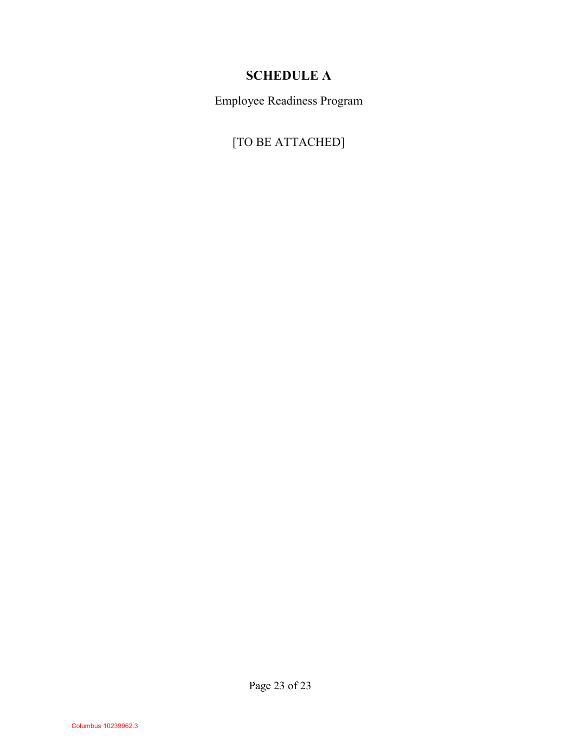# SCHEDULE A

Employee Readiness Program

[TO BE ATTACHED]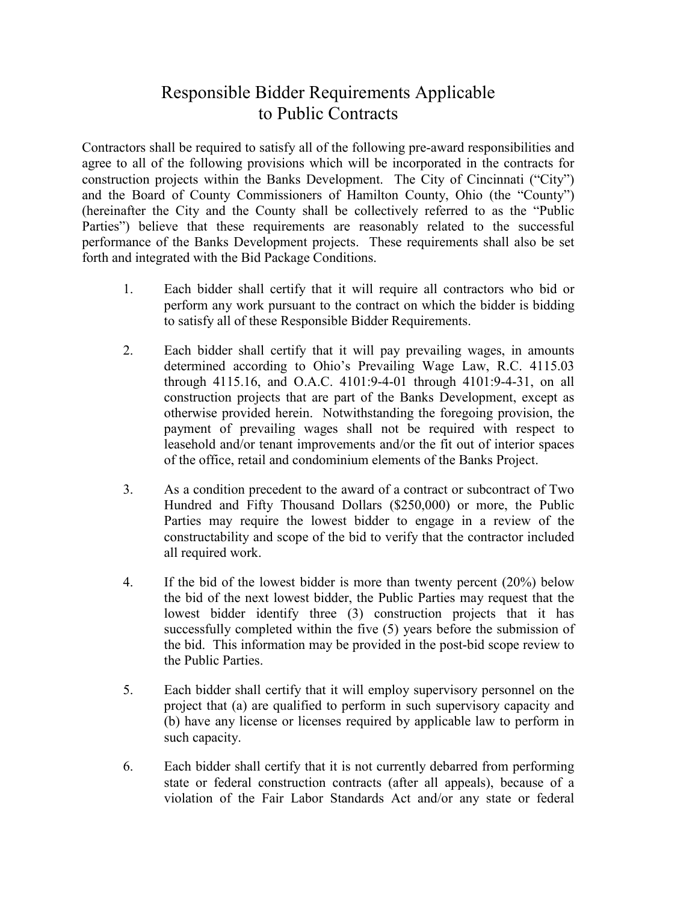# Responsible Bidder Requirements Applicable to Public Contracts

Contractors shall be required to satisfy all of the following pre-award responsibilities and agree to all of the following provisions which will be incorporated in the contracts for construction projects within the Banks Development. The City of Cincinnati ("City") and the Board of County Commissioners of Hamilton County, Ohio (the "County") (hereinafter the City and the County shall be collectively referred to as the "Public Parties") believe that these requirements are reasonably related to the successful performance of the Banks Development projects. These requirements shall also be set forth and integrated with the Bid Package Conditions.

1. Each bidder shall certify that it will require all contractors who bid or perform any work pursuant to the contract on which the bidder is bidding to satisfy all of these Responsible Bidder Requirements.

2. Each bidder shall certify that it will pay prevailing wages, in amounts determined according to Ohio's Prevailing Wage Law, R.C. 4115.03 through 4115.16, and O.A.C. 4101:9-4-01 through 4101:9-4-31, on all construction projects that are part of the Banks Development, except as otherwise provided herein. Notwithstanding the foregoing provision, the payment of prevailing wages shall not be required with respect to leasehold and/or tenant improvements and/or the fit out of interior spaces of the office, retail and condominium elements of the Banks Project.

3. As a condition precedent to the award of a contract or subcontract of Two Hundred and Fifty Thousand Dollars ($250,000) or more, the Public Parties may require the lowest bidder to engage in a review of the constructability and scope of the bid to verify that the contractor included all required work.

4. If the bid of the lowest bidder is more than twenty percent (20%) below the bid of the next lowest bidder, the Public Parties may request that the lowest bidder identify three (3) construction projects that it has successfully completed within the five (5) years before the submission of the bid. This information may be provided in the post-bid scope review to the Public Parties.

5. Each bidder shall certify that it will employ supervisory personnel on the project that (a) are qualified to perform in such supervisory capacity and (b) have any license or licenses required by applicable law to perform in such capacity.

6. Each bidder shall certify that it is not currently debarred from performing state or federal construction contracts (after all appeals), because of a violation of the Fair Labor Standards Act and/or any state or federal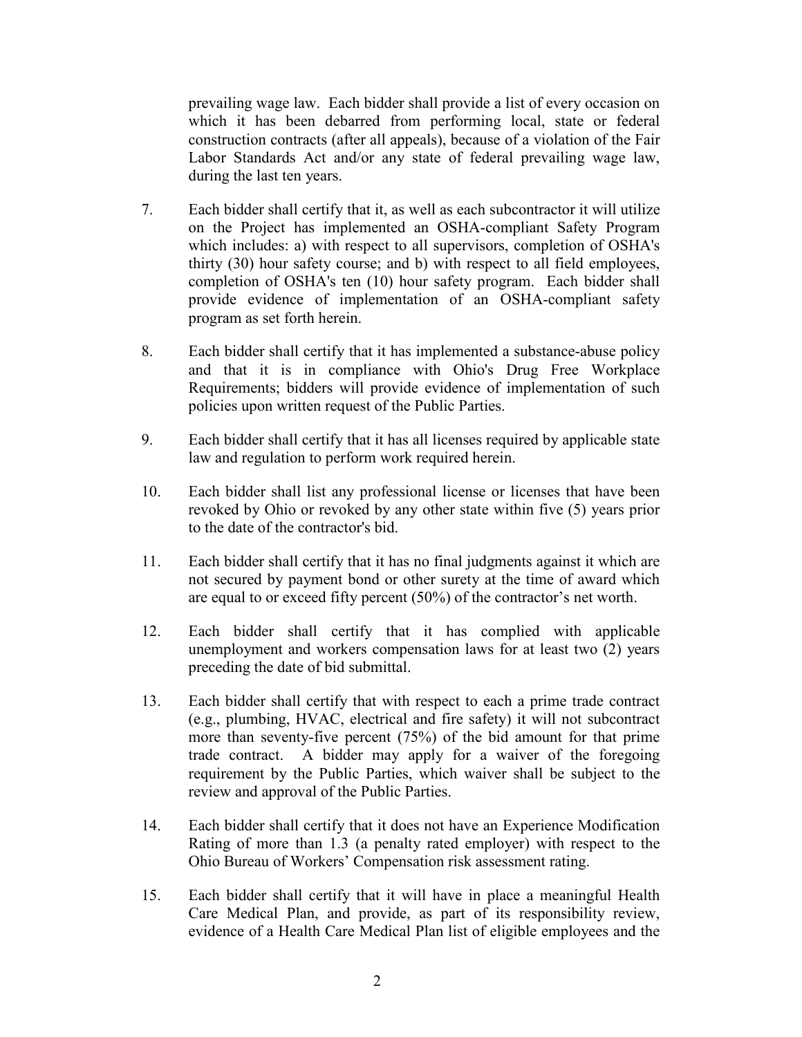prevailing wage law. Each bidder shall provide a list of every occasion on which it has been debarred from performing local, state or federal construction contracts (after all appeals), because of a violation of the Fair Labor Standards Act and/or any state of federal prevailing wage law, during the last ten years.

7. Each bidder shall certify that it, as well as each subcontractor it will utilize on the Project has implemented an OSHA-compliant Safety Program which includes: a) with respect to all supervisors, completion of OSHA's thirty (30) hour safety course; and b) with respect to all field employees, completion of OSHA's ten (10) hour safety program. Each bidder shall provide evidence of implementation of an OSHA-compliant safety program as set forth herein.

8. Each bidder shall certify that it has implemented a substance-abuse policy and that it is in compliance with Ohio's Drug Free Workplace Requirements; bidders will provide evidence of implementation of such policies upon written request of the Public Parties.

9. Each bidder shall certify that it has all licenses required by applicable state law and regulation to perform work required herein.

10. Each bidder shall list any professional license or licenses that have been revoked by Ohio or revoked by any other state within five (5) years prior to the date of the contractor's bid.

11. Each bidder shall certify that it has no final judgments against it which are not secured by payment bond or other surety at the time of award which are equal to or exceed fifty percent (50%) of the contractor's net worth.

12. Each bidder shall certify that it has complied with applicable unemployment and workers compensation laws for at least two (2) years preceding the date of bid submittal.

13. Each bidder shall certify that with respect to each a prime trade contract (e.g., plumbing, HVAC, electrical and fire safety) it will not subcontract more than seventy-five percent (75%) of the bid amount for that prime trade contract. A bidder may apply for a waiver of the foregoing requirement by the Public Parties, which waiver shall be subject to the review and approval of the Public Parties.

14. Each bidder shall certify that it does not have an Experience Modification Rating of more than 1.3 (a penalty rated employer) with respect to the Ohio Bureau of Workers' Compensation risk assessment rating.

15. Each bidder shall certify that it will have in place a meaningful Health Care Medical Plan, and provide, as part of its responsibility review, evidence of a Health Care Medical Plan list of eligible employees and the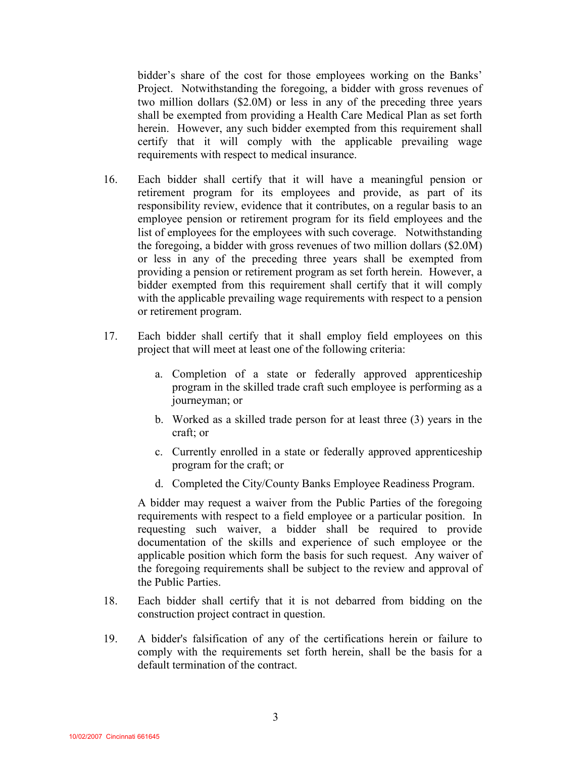bidder's share of the cost for those employees working on the Banks' Project. Notwithstanding the foregoing, a bidder with gross revenues of two million dollars ($2.0M) or less in any of the preceding three years shall be exempted from providing a Health Care Medical Plan as set forth herein. However, any such bidder exempted from this requirement shall certify that it will comply with the applicable prevailing wage requirements with respect to medical insurance.

16. Each bidder shall certify that it will have a meaningful pension or retirement program for its employees and provide, as part of its responsibility review, evidence that it contributes, on a regular basis to an employee pension or retirement program for its field employees and the list of employees for the employees with such coverage. Notwithstanding the foregoing, a bidder with gross revenues of two million dollars ($2.0M) or less in any of the preceding three years shall be exempted from providing a pension or retirement program as set forth herein. However, a bidder exempted from this requirement shall certify that it will comply with the applicable prevailing wage requirements with respect to a pension or retirement program.

17. Each bidder shall certify that it shall employ field employees on this project that will meet at least one of the following criteria:

    a. Completion of a state or federally approved apprenticeship program in the skilled trade craft such employee is performing as a journeyman; or

    b. Worked as a skilled trade person for at least three (3) years in the craft; or

    c. Currently enrolled in a state or federally approved apprenticeship program for the craft; or

    d. Completed the City/County Banks Employee Readiness Program.

    A bidder may request a waiver from the Public Parties of the foregoing requirements with respect to a field employee or a particular position. In requesting such waiver, a bidder shall be required to provide documentation of the skills and experience of such employee or the applicable position which form the basis for such request. Any waiver of the foregoing requirements shall be subject to the review and approval of the Public Parties.

18. Each bidder shall certify that it is not debarred from bidding on the construction project contract in question.

19. A bidder's falsification of any of the certifications herein or failure to comply with the requirements set forth herein, shall be the basis for a default termination of the contract.